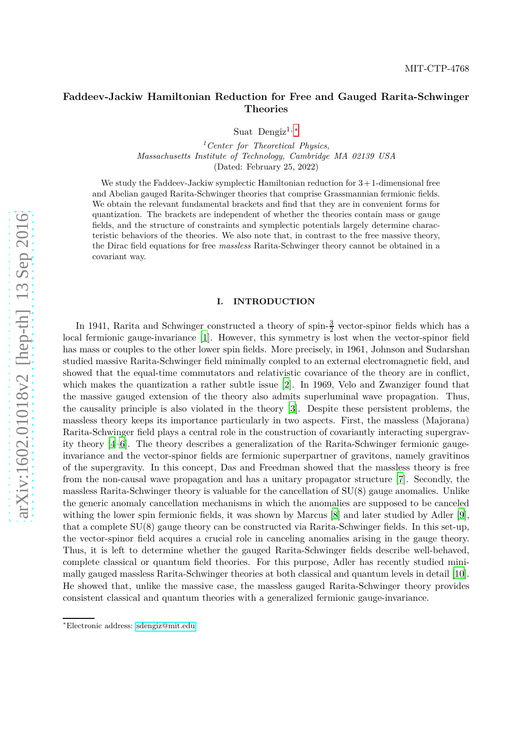MIT-CTP-4768

# Faddeev-Jackiw Hamiltonian Reduction for Free and Gauged Rarita-Schwinger Theories

Suat Dengiz[1,*]

[1]*Center for Theoretical Physics, Massachusetts Institute of Technology, Cambridge MA 02139 USA*

(Dated: February 25, 2022)

We study the Faddeev-Jackiw symplectic Hamiltonian reduction for $3+1$-dimensional free and Abelian gauged Rarita-Schwinger theories that comprise Grassmannian fermionic fields. We obtain the relevant fundamental brackets and find that they are in convenient forms for quantization. The brackets are independent of whether the theories contain mass or gauge fields, and the structure of constraints and symplectic potentials largely determine characteristic behaviors of the theories. We also note that, in contrast to the free massive theory, the Dirac field equations for free *massless* Rarita-Schwinger theory cannot be obtained in a covariant way.

## I. INTRODUCTION

In 1941, Rarita and Schwinger constructed a theory of spin-$\frac{3}{2}$ vector-spinor fields which has a local fermionic gauge-invariance [1]. However, this symmetry is lost when the vector-spinor field has mass or couples to the other lower spin fields. More precisely, in 1961, Johnson and Sudarshan studied massive Rarita-Schwinger field minimally coupled to an external electromagnetic field, and showed that the equal-time commutators and relativistic covariance of the theory are in conflict, which makes the quantization a rather subtle issue [2]. In 1969, Velo and Zwanziger found that the massive gauged extension of the theory also admits superluminal wave propagation. Thus, the causality principle is also violated in the theory [3]. Despite these persistent problems, the massless theory keeps its importance particularly in two aspects. First, the massless (Majorana) Rarita-Schwinger field plays a central role in the construction of covariantly interacting supergravity theory [4–6]. The theory describes a generalization of the Rarita-Schwinger fermionic gauge-invariance and the vector-spinor fields are fermionic superpartner of gravitons, namely gravitinos of the supergravity. In this concept, Das and Freedman showed that the massless theory is free from the non-causal wave propagation and has a unitary propagator structure [7]. Secondly, the massless Rarita-Schwinger theory is valuable for the cancellation of SU(8) gauge anomalies. Unlike the generic anomaly cancellation mechanisms in which the anomalies are supposed to be canceled withing the lower spin fermionic fields, it was shown by Marcus [8] and later studied by Adler [9], that a complete SU(8) gauge theory can be constructed via Rarita-Schwinger fields. In this set-up, the vector-spinor field acquires a crucial role in canceling anomalies arising in the gauge theory. Thus, it is left to determine whether the gauged Rarita-Schwinger fields describe well-behaved, complete classical or quantum field theories. For this purpose, Adler has recently studied minimally gauged massless Rarita-Schwinger theories at both classical and quantum levels in detail [10]. He showed that, unlike the massive case, the massless gauged Rarita-Schwinger theory provides consistent classical and quantum theories with a generalized fermionic gauge-invariance.

*Electronic address: sdengiz@mit.edu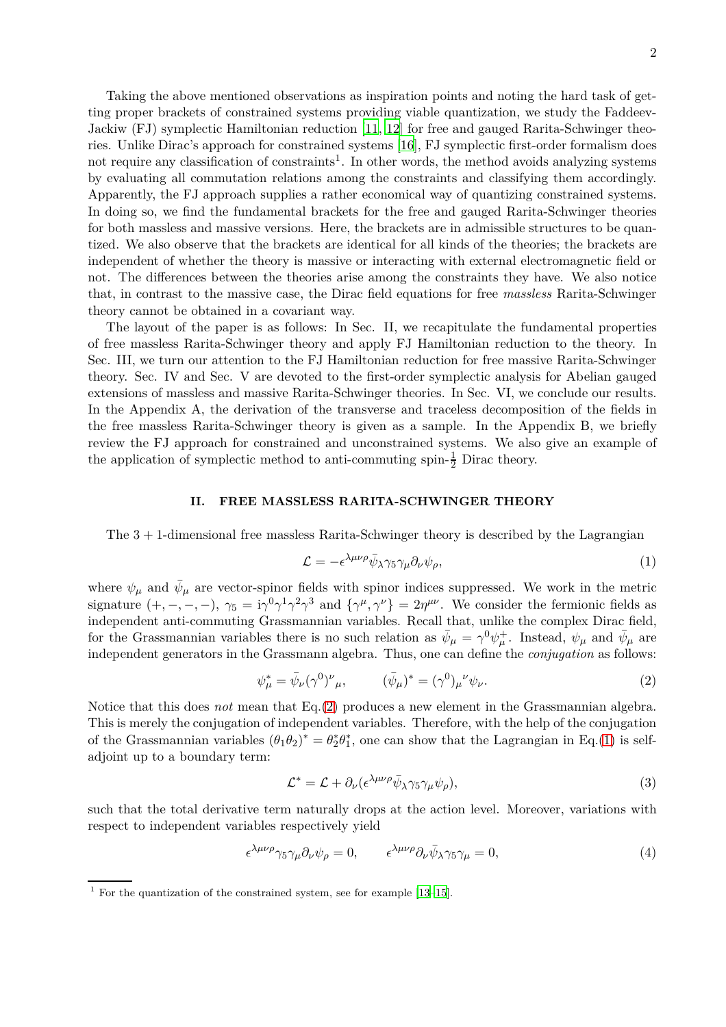Taking the above mentioned observations as inspiration points and noting the hard task of getting proper brackets of constrained systems providing viable quantization, we study the Faddeev-Jackiw (FJ) symplectic Hamiltonian reduction [11, 12] for free and gauged Rarita-Schwinger theories. Unlike Dirac's approach for constrained systems [16], FJ symplectic first-order formalism does not require any classification of constraints[1]. In other words, the method avoids analyzing systems by evaluating all commutation relations among the constraints and classifying them accordingly. Apparently, the FJ approach supplies a rather economical way of quantizing constrained systems. In doing so, we find the fundamental brackets for the free and gauged Rarita-Schwinger theories for both massless and massive versions. Here, the brackets are in admissible structures to be quantized. We also observe that the brackets are identical for all kinds of the theories; the brackets are independent of whether the theory is massive or interacting with external electromagnetic field or not. The differences between the theories arise among the constraints they have. We also notice that, in contrast to the massive case, the Dirac field equations for free *massless* Rarita-Schwinger theory cannot be obtained in a covariant way.

The layout of the paper is as follows: In Sec. II, we recapitulate the fundamental properties of free massless Rarita-Schwinger theory and apply FJ Hamiltonian reduction to the theory. In Sec. III, we turn our attention to the FJ Hamiltonian reduction for free massive Rarita-Schwinger theory. Sec. IV and Sec. V are devoted to the first-order symplectic analysis for Abelian gauged extensions of massless and massive Rarita-Schwinger theories. In Sec. VI, we conclude our results. In the Appendix A, the derivation of the transverse and traceless decomposition of the fields in the free massless Rarita-Schwinger theory is given as a sample. In the Appendix B, we briefly review the FJ approach for constrained and unconstrained systems. We also give an example of the application of symplectic method to anti-commuting spin-$\frac{1}{2}$ Dirac theory.

## II. FREE MASSLESS RARITA-SCHWINGER THEORY

The $3+1$-dimensional free massless Rarita-Schwinger theory is described by the Lagrangian

$$\mathcal{L} = -\epsilon^{\lambda\mu\nu\rho}\bar{\psi}_\lambda\gamma_5\gamma_\mu\partial_\nu\psi_\rho, \tag{1}$$

where $\psi_\mu$ and $\bar{\psi}_\mu$ are vector-spinor fields with spinor indices suppressed. We work in the metric signature $(+,-,-,-)$, $\gamma_5 = \mathrm{i}\gamma^0\gamma^1\gamma^2\gamma^3$ and $\{\gamma^\mu,\gamma^\nu\} = 2\eta^{\mu\nu}$. We consider the fermionic fields as independent anti-commuting Grassmannian variables. Recall that, unlike the complex Dirac field, for the Grassmannian variables there is no such relation as $\bar{\psi}_\mu = \gamma^0\psi^+_\mu$. Instead, $\psi_\mu$ and $\bar{\psi}_\mu$ are independent generators in the Grassmann algebra. Thus, one can define the *conjugation* as follows:

$$\psi^*_\mu = \bar{\psi}_\nu(\gamma^0)^\nu{}_\mu, \qquad (\bar{\psi}_\mu)^* = (\gamma^0)_\mu{}^\nu\psi_\nu. \tag{2}$$

Notice that this does *not* mean that Eq.(2) produces a new element in the Grassmannian algebra. This is merely the conjugation of independent variables. Therefore, with the help of the conjugation of the Grassmannian variables $(\theta_1\theta_2)^* = \theta^*_2\theta^*_1$, one can show that the Lagrangian in Eq.(1) is self-adjoint up to a boundary term:

$$\mathcal{L}^* = \mathcal{L} + \partial_\nu(\epsilon^{\lambda\mu\nu\rho}\bar{\psi}_\lambda\gamma_5\gamma_\mu\psi_\rho), \tag{3}$$

such that the total derivative term naturally drops at the action level. Moreover, variations with respect to independent variables respectively yield

$$\epsilon^{\lambda\mu\nu\rho}\gamma_5\gamma_\mu\partial_\nu\psi_\rho = 0, \qquad \epsilon^{\lambda\mu\nu\rho}\partial_\nu\bar{\psi}_\lambda\gamma_5\gamma_\mu = 0, \tag{4}$$

[1] For the quantization of the constrained system, see for example [13–15].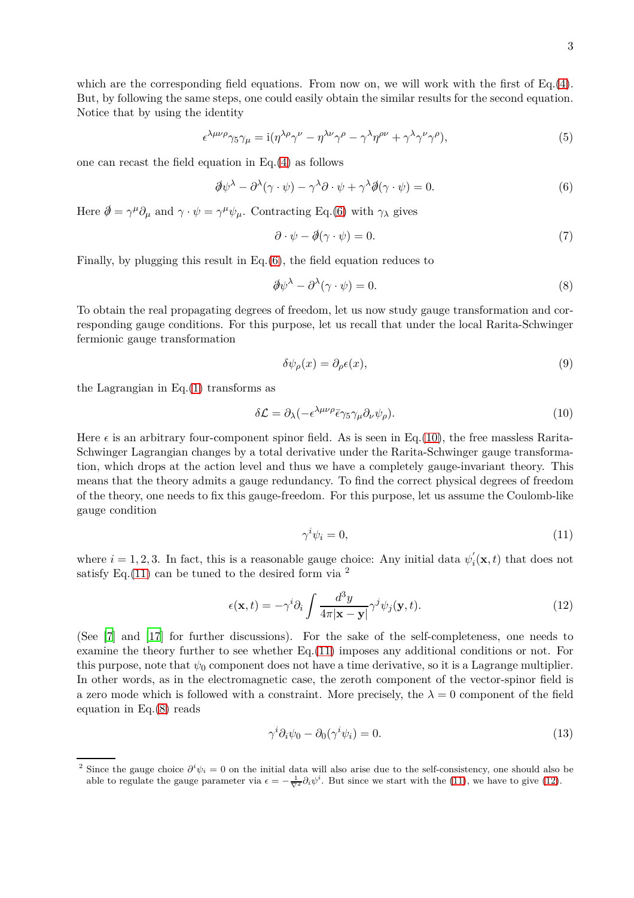which are the corresponding field equations. From now on, we will work with the first of Eq.(4). But, by following the same steps, one could easily obtain the similar results for the second equation. Notice that by using the identity

$$\epsilon^{\lambda\mu\nu\rho}\gamma_5\gamma_\mu = \mathrm{i}(\eta^{\lambda\rho}\gamma^\nu - \eta^{\lambda\nu}\gamma^\rho - \gamma^\lambda\eta^{\rho\nu} + \gamma^\lambda\gamma^\nu\gamma^\rho), \tag{5}$$

one can recast the field equation in Eq.(4) as follows

$$\partial\!\!\!/\psi^\lambda - \partial^\lambda(\gamma\cdot\psi) - \gamma^\lambda\partial\cdot\psi + \gamma^\lambda\partial\!\!\!/(\gamma\cdot\psi) = 0. \tag{6}$$

Here $\partial\!\!\!/ = \gamma^\mu\partial_\mu$ and $\gamma\cdot\psi = \gamma^\mu\psi_\mu$. Contracting Eq.(6) with $\gamma_\lambda$ gives

$$\partial\cdot\psi - \partial\!\!\!/(\gamma\cdot\psi) = 0. \tag{7}$$

Finally, by plugging this result in Eq.(6), the field equation reduces to

$$\partial\!\!\!/\psi^\lambda - \partial^\lambda(\gamma\cdot\psi) = 0. \tag{8}$$

To obtain the real propagating degrees of freedom, let us now study gauge transformation and corresponding gauge conditions. For this purpose, let us recall that under the local Rarita-Schwinger fermionic gauge transformation

$$\delta\psi_\rho(x) = \partial_\rho\epsilon(x), \tag{9}$$

the Lagrangian in Eq.(1) transforms as

$$\delta\mathcal{L} = \partial_\lambda(-\epsilon^{\lambda\mu\nu\rho}\bar{\epsilon}\gamma_5\gamma_\mu\partial_\nu\psi_\rho). \tag{10}$$

Here $\epsilon$ is an arbitrary four-component spinor field. As is seen in Eq.(10), the free massless Rarita-Schwinger Lagrangian changes by a total derivative under the Rarita-Schwinger gauge transformation, which drops at the action level and thus we have a completely gauge-invariant theory. This means that the theory admits a gauge redundancy. To find the correct physical degrees of freedom of the theory, one needs to fix this gauge-freedom. For this purpose, let us assume the Coulomb-like gauge condition

$$\gamma^i\psi_i = 0, \tag{11}$$

where $i = 1,2,3$. In fact, this is a reasonable gauge choice: Any initial data $\psi_i^{'}(\mathbf{x},t)$ that does not satisfy Eq.(11) can be tuned to the desired form via [2]

$$\epsilon(\mathbf{x},t) = -\gamma^i\partial_i\int\frac{d^3y}{4\pi|\mathbf{x}-\mathbf{y}|}\gamma^j\psi_j(\mathbf{y},t). \tag{12}$$

(See [7] and [17] for further discussions). For the sake of the self-completeness, one needs to examine the theory further to see whether Eq.(11) imposes any additional conditions or not. For this purpose, note that $\psi_0$ component does not have a time derivative, so it is a Lagrange multiplier. In other words, as in the electromagnetic case, the zeroth component of the vector-spinor field is a zero mode which is followed with a constraint. More precisely, the $\lambda = 0$ component of the field equation in Eq.(8) reads

$$\gamma^i\partial_i\psi_0 - \partial_0(\gamma^i\psi_i) = 0. \tag{13}$$

[2] Since the gauge choice $\partial^i\psi_i = 0$ on the initial data will also arise due to the self-consistency, one should also be able to regulate the gauge parameter via $\epsilon = -\frac{1}{\nabla^2}\partial_i\psi^i$. But since we start with the (11), we have to give (12).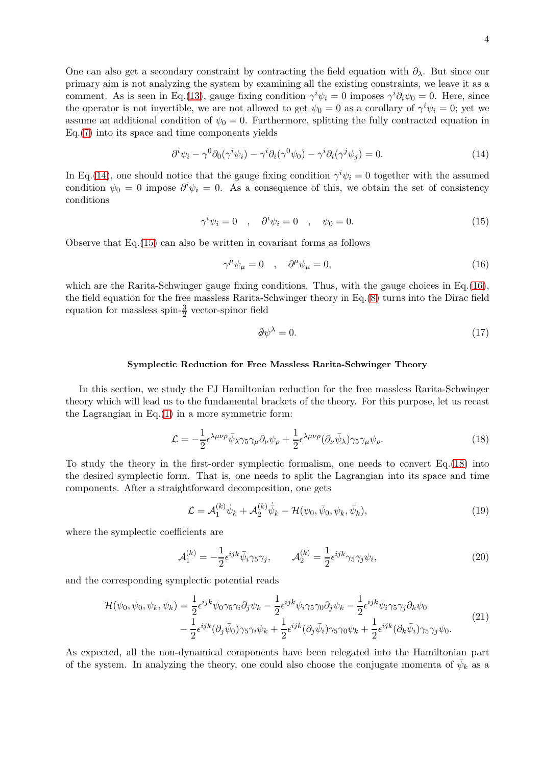One can also get a secondary constraint by contracting the field equation with $\partial_\lambda$. But since our primary aim is not analyzing the system by examining all the existing constraints, we leave it as a comment. As is seen in Eq.(13), gauge fixing condition $\gamma^i\psi_i = 0$ imposes $\gamma^i\partial_i\psi_0 = 0$. Here, since the operator is not invertible, we are not allowed to get $\psi_0 = 0$ as a corollary of $\gamma^i\psi_i = 0$; yet we assume an additional condition of $\psi_0 = 0$. Furthermore, splitting the fully contracted equation in Eq.(7) into its space and time components yields

$$\partial^i\psi_i - \gamma^0\partial_0(\gamma^i\psi_i) - \gamma^i\partial_i(\gamma^0\psi_0) - \gamma^i\partial_i(\gamma^j\psi_j) = 0. \tag{14}$$

In Eq.(14), one should notice that the gauge fixing condition $\gamma^i\psi_i = 0$ together with the assumed condition $\psi_0 = 0$ impose $\partial^i\psi_i = 0$. As a consequence of this, we obtain the set of consistency conditions

$$\gamma^i\psi_i = 0 \quad , \quad \partial^i\psi_i = 0 \quad , \quad \psi_0 = 0. \tag{15}$$

Observe that Eq.(15) can also be written in covariant forms as follows

$$\gamma^\mu\psi_\mu = 0 \quad , \quad \partial^\mu\psi_\mu = 0, \tag{16}$$

which are the Rarita-Schwinger gauge fixing conditions. Thus, with the gauge choices in Eq.(16), the field equation for the free massless Rarita-Schwinger theory in Eq.(8) turns into the Dirac field equation for massless spin-$\frac{3}{2}$ vector-spinor field

$$\partial\!\!\!/\psi^\lambda = 0. \tag{17}$$

## Symplectic Reduction for Free Massless Rarita-Schwinger Theory

In this section, we study the FJ Hamiltonian reduction for the free massless Rarita-Schwinger theory which will lead us to the fundamental brackets of the theory. For this purpose, let us recast the Lagrangian in Eq.(1) in a more symmetric form:

$$\mathcal{L} = -\frac{1}{2}\epsilon^{\lambda\mu\nu\rho}\bar\psi_\lambda\gamma_5\gamma_\mu\partial_\nu\psi_\rho + \frac{1}{2}\epsilon^{\lambda\mu\nu\rho}(\partial_\nu\bar\psi_\lambda)\gamma_5\gamma_\mu\psi_\rho. \tag{18}$$

To study the theory in the first-order symplectic formalism, one needs to convert Eq.(18) into the desired symplectic form. That is, one needs to split the Lagrangian into its space and time components. After a straightforward decomposition, one gets

$$\mathcal{L} = \mathcal{A}_1^{(k)}\dot\psi_k + \mathcal{A}_2^{(k)}\dot{\bar\psi}_k - \mathcal{H}(\psi_0, \bar\psi_0, \psi_k, \bar\psi_k), \tag{19}$$

where the symplectic coefficients are

$$\mathcal{A}_1^{(k)} = -\frac{1}{2}\epsilon^{ijk}\bar\psi_i\gamma_5\gamma_j, \qquad \mathcal{A}_2^{(k)} = \frac{1}{2}\epsilon^{ijk}\gamma_5\gamma_j\psi_i, \tag{20}$$

and the corresponding symplectic potential reads

$$\begin{aligned}\mathcal{H}(\psi_0, \bar\psi_0, \psi_k, \bar\psi_k) = &\frac{1}{2}\epsilon^{ijk}\bar\psi_0\gamma_5\gamma_i\partial_j\psi_k - \frac{1}{2}\epsilon^{ijk}\bar\psi_i\gamma_5\gamma_0\partial_j\psi_k - \frac{1}{2}\epsilon^{ijk}\bar\psi_i\gamma_5\gamma_j\partial_k\psi_0 \\ &- \frac{1}{2}\epsilon^{ijk}(\partial_j\bar\psi_0)\gamma_5\gamma_i\psi_k + \frac{1}{2}\epsilon^{ijk}(\partial_j\bar\psi_i)\gamma_5\gamma_0\psi_k + \frac{1}{2}\epsilon^{ijk}(\partial_k\bar\psi_i)\gamma_5\gamma_j\psi_0.\end{aligned} \tag{21}$$

As expected, all the non-dynamical components have been relegated into the Hamiltonian part of the system. In analyzing the theory, one could also choose the conjugate momenta of $\bar\psi_k$ as a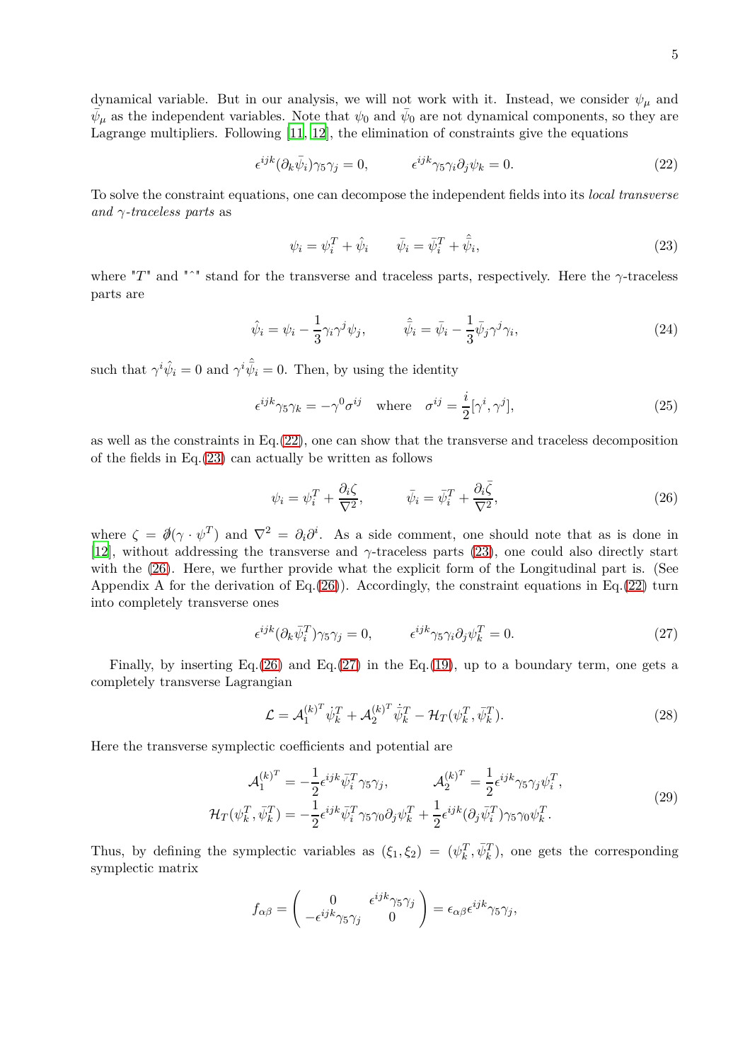dynamical variable. But in our analysis, we will not work with it. Instead, we consider $\psi_\mu$ and $\bar{\psi}_\mu$ as the independent variables. Note that $\psi_0$ and $\bar{\psi}_0$ are not dynamical components, so they are Lagrange multipliers. Following [11, 12], the elimination of constraints give the equations

$$\epsilon^{ijk}(\partial_k\bar{\psi}_i)\gamma_5\gamma_j = 0, \qquad \epsilon^{ijk}\gamma_5\gamma_i\partial_j\psi_k = 0. \tag{22}$$

To solve the constraint equations, one can decompose the independent fields into its *local transverse and $\gamma$-traceless parts* as

$$\psi_i = \psi_i^T + \hat{\psi}_i \qquad \bar{\psi}_i = \bar{\psi}_i^T + \hat{\bar{\psi}}_i, \tag{23}$$

where "$T$" and "$\hat{}$" stand for the transverse and traceless parts, respectively. Here the $\gamma$-traceless parts are

$$\hat{\psi}_i = \psi_i - \frac{1}{3}\gamma_i\gamma^j\psi_j, \qquad \hat{\bar{\psi}}_i = \bar{\psi}_i - \frac{1}{3}\bar{\psi}_j\gamma^j\gamma_i, \tag{24}$$

such that $\gamma^i\hat{\psi}_i = 0$ and $\gamma^i\hat{\bar{\psi}}_i = 0$. Then, by using the identity

$$\epsilon^{ijk}\gamma_5\gamma_k = -\gamma^0\sigma^{ij} \quad \text{where} \quad \sigma^{ij} = \frac{i}{2}[\gamma^i, \gamma^j], \tag{25}$$

as well as the constraints in Eq.(22), one can show that the transverse and traceless decomposition of the fields in Eq.(23) can actually be written as follows

$$\psi_i = \psi_i^T + \frac{\partial_i\zeta}{\nabla^2}, \qquad \bar{\psi}_i = \bar{\psi}_i^T + \frac{\partial_i\bar{\zeta}}{\nabla^2}, \tag{26}$$

where $\zeta = \partial\!\!\!/(\gamma \cdot \psi^T)$ and $\nabla^2 = \partial_i\partial^i$. As a side comment, one should note that as is done in [12], without addressing the transverse and $\gamma$-traceless parts (23), one could also directly start with the (26). Here, we further provide what the explicit form of the Longitudinal part is. (See Appendix A for the derivation of Eq.(26)). Accordingly, the constraint equations in Eq.(22) turn into completely transverse ones

$$\epsilon^{ijk}(\partial_k\bar{\psi}_i^T)\gamma_5\gamma_j = 0, \qquad \epsilon^{ijk}\gamma_5\gamma_i\partial_j\psi_k^T = 0. \tag{27}$$

Finally, by inserting Eq.(26) and Eq.(27) in the Eq.(19), up to a boundary term, one gets a completely transverse Lagrangian

$$\mathcal{L} = \mathcal{A}_1^{(k)^T}\dot{\psi}_k^T + \mathcal{A}_2^{(k)^T}\dot{\bar{\psi}}_k^T - \mathcal{H}_T(\psi_k^T, \bar{\psi}_k^T). \tag{28}$$

Here the transverse symplectic coefficients and potential are

$$\begin{aligned} \mathcal{A}_1^{(k)^T} &= -\frac{1}{2}\epsilon^{ijk}\bar{\psi}_i^T\gamma_5\gamma_j, \qquad \mathcal{A}_2^{(k)^T} = \frac{1}{2}\epsilon^{ijk}\gamma_5\gamma_j\psi_i^T, \\ \mathcal{H}_T(\psi_k^T, \bar{\psi}_k^T) &= -\frac{1}{2}\epsilon^{ijk}\bar{\psi}_i^T\gamma_5\gamma_0\partial_j\psi_k^T + \frac{1}{2}\epsilon^{ijk}(\partial_j\bar{\psi}_i^T)\gamma_5\gamma_0\psi_k^T. \end{aligned} \tag{29}$$

Thus, by defining the symplectic variables as $(\xi_1, \xi_2) = (\psi_k^T, \bar{\psi}_k^T)$, one gets the corresponding symplectic matrix

$$f_{\alpha\beta} = \begin{pmatrix} 0 & \epsilon^{ijk}\gamma_5\gamma_j \\ -\epsilon^{ijk}\gamma_5\gamma_j & 0 \end{pmatrix} = \epsilon_{\alpha\beta}\epsilon^{ijk}\gamma_5\gamma_j,$$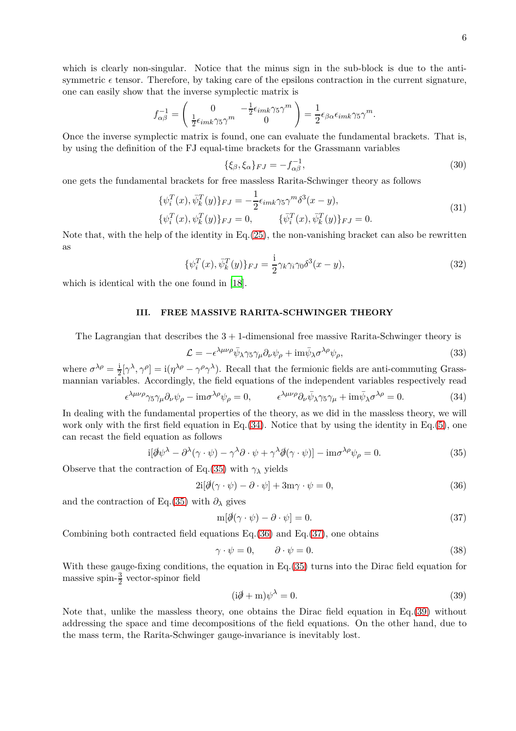which is clearly non-singular. Notice that the minus sign in the sub-block is due to the anti-symmetric $\epsilon$ tensor. Therefore, by taking care of the epsilons contraction in the current signature, one can easily show that the inverse symplectic matrix is

$$f^{-1}_{\alpha\beta} = \begin{pmatrix} 0 & -\frac{1}{2}\epsilon_{imk}\gamma_5\gamma^m \\ \frac{1}{2}\epsilon_{imk}\gamma_5\gamma^m & 0 \end{pmatrix} = \frac{1}{2}\epsilon_{\beta\alpha}\epsilon_{imk}\gamma_5\gamma^m.$$

Once the inverse symplectic matrix is found, one can evaluate the fundamental brackets. That is, by using the definition of the FJ equal-time brackets for the Grassmann variables

$$\{\xi_\beta, \xi_\alpha\}_{FJ} = -f^{-1}_{\alpha\beta}, \tag{30}$$

one gets the fundamental brackets for free massless Rarita-Schwinger theory as follows

$$\begin{aligned} &\{\psi^T_i(x), \bar{\psi}^T_k(y)\}_{FJ} = -\frac{1}{2}\epsilon_{imk}\gamma_5\gamma^m\delta^3(x-y), \\ &\{\psi^T_i(x), \psi^T_k(y)\}_{FJ} = 0, \qquad \{\bar{\psi}^T_i(x), \bar{\psi}^T_k(y)\}_{FJ} = 0. \end{aligned} \tag{31}$$

Note that, with the help of the identity in Eq.(25), the non-vanishing bracket can also be rewritten as

$$\{\psi^T_i(x), \bar{\psi}^T_k(y)\}_{FJ} = \frac{\mathrm{i}}{2}\gamma_k\gamma_i\gamma_0\delta^3(x-y), \tag{32}$$

which is identical with the one found in [18].

## III. FREE MASSIVE RARITA-SCHWINGER THEORY

The Lagrangian that describes the $3+1$-dimensional free massive Rarita-Schwinger theory is

$$\mathcal{L} = -\epsilon^{\lambda\mu\nu\rho}\bar{\psi}_\lambda\gamma_5\gamma_\mu\partial_\nu\psi_\rho + \mathrm{im}\bar{\psi}_\lambda\sigma^{\lambda\rho}\psi_\rho, \tag{33}$$

where $\sigma^{\lambda\rho} = \frac{\mathrm{i}}{2}[\gamma^\lambda, \gamma^\rho] = \mathrm{i}(\eta^{\lambda\rho} - \gamma^\rho\gamma^\lambda)$. Recall that the fermionic fields are anti-commuting Grassmannian variables. Accordingly, the field equations of the independent variables respectively read

$$\epsilon^{\lambda\mu\nu\rho}\gamma_5\gamma_\mu\partial_\nu\psi_\rho - \mathrm{im}\sigma^{\lambda\rho}\psi_\rho = 0, \qquad \epsilon^{\lambda\mu\nu\rho}\partial_\nu\bar{\psi}_\lambda\gamma_5\gamma_\mu + \mathrm{im}\bar{\psi}_\lambda\sigma^{\lambda\rho} = 0. \tag{34}$$

In dealing with the fundamental properties of the theory, as we did in the massless theory, we will work only with the first field equation in Eq.(34). Notice that by using the identity in Eq.(5), one can recast the field equation as follows

$$\mathrm{i}[\partial\!\!\!/\psi^\lambda - \partial^\lambda(\gamma\cdot\psi) - \gamma^\lambda\partial\cdot\psi + \gamma^\lambda\partial\!\!\!/(\gamma\cdot\psi)] - \mathrm{im}\sigma^{\lambda\rho}\psi_\rho = 0. \tag{35}$$

Observe that the contraction of Eq.(35) with $\gamma_\lambda$ yields

$$2\mathrm{i}[\partial\!\!\!/(\gamma\cdot\psi) - \partial\cdot\psi] + 3\mathrm{m}\gamma\cdot\psi = 0, \tag{36}$$

and the contraction of Eq.(35) with $\partial_\lambda$ gives

$$\mathrm{m}[\partial\!\!\!/(\gamma\cdot\psi) - \partial\cdot\psi] = 0. \tag{37}$$

Combining both contracted field equations Eq.(36) and Eq.(37), one obtains

$$\gamma\cdot\psi = 0, \qquad \partial\cdot\psi = 0. \tag{38}$$

With these gauge-fixing conditions, the equation in Eq.(35) turns into the Dirac field equation for massive spin-$\frac{3}{2}$ vector-spinor field

$$(\mathrm{i}\partial\!\!\!/ + \mathrm{m})\psi^\lambda = 0. \tag{39}$$

Note that, unlike the massless theory, one obtains the Dirac field equation in Eq.(39) without addressing the space and time decompositions of the field equations. On the other hand, due to the mass term, the Rarita-Schwinger gauge-invariance is inevitably lost.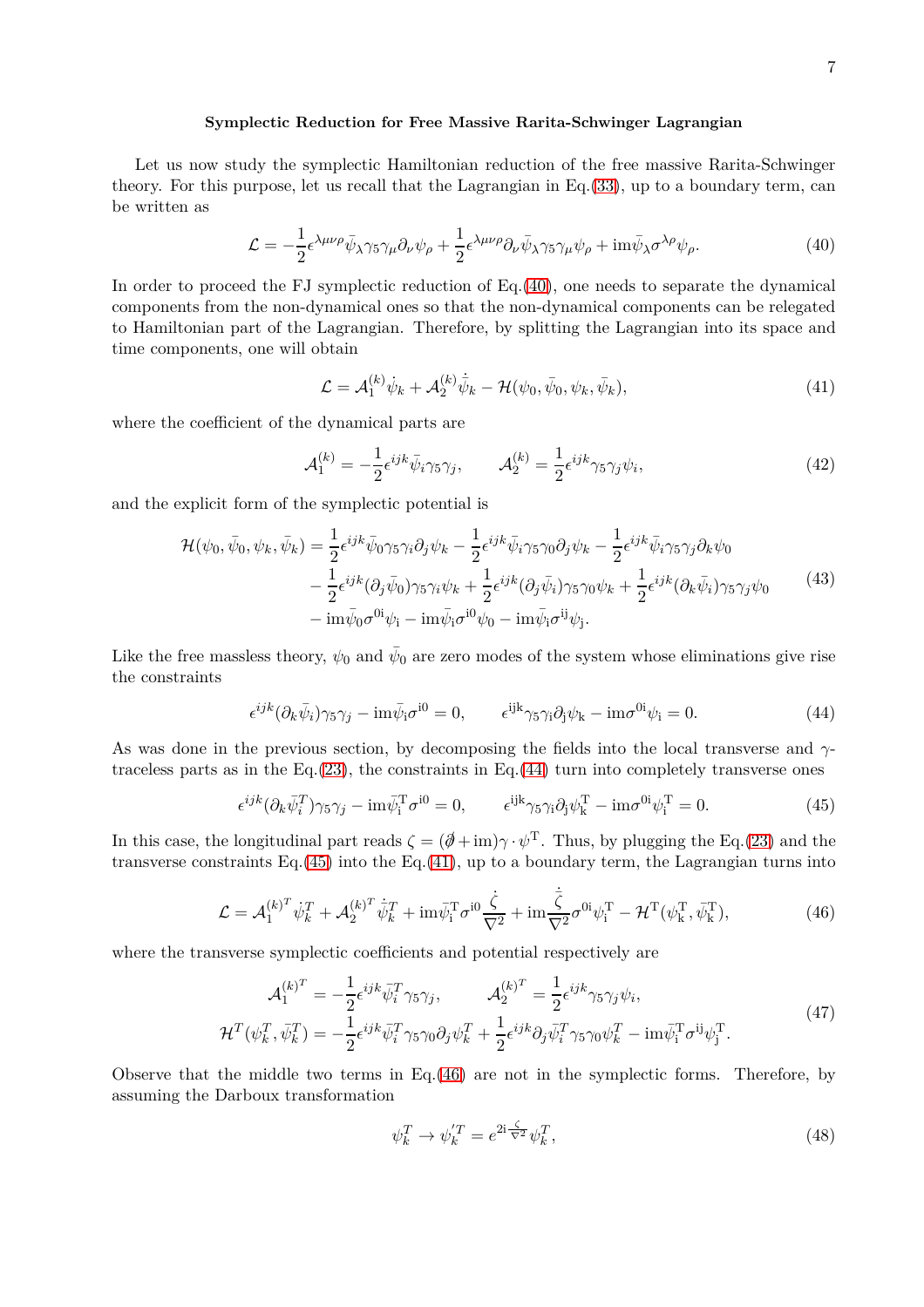**Symplectic Reduction for Free Massive Rarita-Schwinger Lagrangian**

Let us now study the symplectic Hamiltonian reduction of the free massive Rarita-Schwinger theory. For this purpose, let us recall that the Lagrangian in Eq.(33), up to a boundary term, can be written as

$$\mathcal{L} = -\frac{1}{2}\epsilon^{\lambda\mu\nu\rho}\bar{\psi}_\lambda\gamma_5\gamma_\mu\partial_\nu\psi_\rho + \frac{1}{2}\epsilon^{\lambda\mu\nu\rho}\partial_\nu\bar{\psi}_\lambda\gamma_5\gamma_\mu\psi_\rho + \mathrm{i}m\bar{\psi}_\lambda\sigma^{\lambda\rho}\psi_\rho. \tag{40}$$

In order to proceed the FJ symplectic reduction of Eq.(40), one needs to separate the dynamical components from the non-dynamical ones so that the non-dynamical components can be relegated to Hamiltonian part of the Lagrangian. Therefore, by splitting the Lagrangian into its space and time components, one will obtain

$$\mathcal{L} = \mathcal{A}_1^{(k)}\dot{\psi}_k + \mathcal{A}_2^{(k)}\dot{\bar{\psi}}_k - \mathcal{H}(\psi_0,\bar{\psi}_0,\psi_k,\bar{\psi}_k), \tag{41}$$

where the coefficient of the dynamical parts are

$$\mathcal{A}_1^{(k)} = -\frac{1}{2}\epsilon^{ijk}\bar{\psi}_i\gamma_5\gamma_j, \qquad \mathcal{A}_2^{(k)} = \frac{1}{2}\epsilon^{ijk}\gamma_5\gamma_j\psi_i, \tag{42}$$

and the explicit form of the symplectic potential is

$$\begin{aligned}
\mathcal{H}(\psi_0,\bar{\psi}_0,\psi_k,\bar{\psi}_k) &= \frac{1}{2}\epsilon^{ijk}\bar{\psi}_0\gamma_5\gamma_i\partial_j\psi_k - \frac{1}{2}\epsilon^{ijk}\bar{\psi}_i\gamma_5\gamma_0\partial_j\psi_k - \frac{1}{2}\epsilon^{ijk}\bar{\psi}_i\gamma_5\gamma_j\partial_k\psi_0 \\
&\quad - \frac{1}{2}\epsilon^{ijk}(\partial_j\bar{\psi}_0)\gamma_5\gamma_i\psi_k + \frac{1}{2}\epsilon^{ijk}(\partial_j\bar{\psi}_i)\gamma_5\gamma_0\psi_k + \frac{1}{2}\epsilon^{ijk}(\partial_k\bar{\psi}_i)\gamma_5\gamma_j\psi_0 \\
&\quad - \mathrm{i}m\bar{\psi}_0\sigma^{0\mathrm{i}}\psi_\mathrm{i} - \mathrm{i}m\bar{\psi}_\mathrm{i}\sigma^{\mathrm{i}0}\psi_0 - \mathrm{i}m\bar{\psi}_\mathrm{i}\sigma^{\mathrm{ij}}\psi_\mathrm{j}.
\end{aligned} \tag{43}$$

Like the free massless theory, $\psi_0$ and $\bar{\psi}_0$ are zero modes of the system whose eliminations give rise the constraints

$$\epsilon^{ijk}(\partial_k\bar{\psi}_i)\gamma_5\gamma_j - \mathrm{i}m\bar{\psi}_\mathrm{i}\sigma^{\mathrm{i}0} = 0, \qquad \epsilon^{\mathrm{ijk}}\gamma_5\gamma_\mathrm{i}\partial_\mathrm{j}\psi_\mathrm{k} - \mathrm{i}m\sigma^{0\mathrm{i}}\psi_\mathrm{i} = 0. \tag{44}$$

As was done in the previous section, by decomposing the fields into the local transverse and $\gamma$-traceless parts as in the Eq.(23), the constraints in Eq.(44) turn into completely transverse ones

$$\epsilon^{ijk}(\partial_k\bar{\psi}_i^T)\gamma_5\gamma_j - \mathrm{i}m\bar{\psi}_\mathrm{i}^\mathrm{T}\sigma^{\mathrm{i}0} = 0, \qquad \epsilon^{\mathrm{ijk}}\gamma_5\gamma_\mathrm{i}\partial_\mathrm{j}\psi_\mathrm{k}^\mathrm{T} - \mathrm{i}m\sigma^{0\mathrm{i}}\psi_\mathrm{i}^\mathrm{T} = 0. \tag{45}$$

In this case, the longitudinal part reads $\zeta = (\not{\partial} + \mathrm{i}m)\gamma\cdot\psi^\mathrm{T}$. Thus, by plugging the Eq.(23) and the transverse constraints Eq.(45) into the Eq.(41), up to a boundary term, the Lagrangian turns into

$$\mathcal{L} = \mathcal{A}_1^{(k)^T}\dot{\psi}_k^T + \mathcal{A}_2^{(k)^T}\dot{\bar{\psi}}_k^T + \mathrm{i}m\bar{\psi}_\mathrm{i}^\mathrm{T}\sigma^{\mathrm{i}0}\frac{\dot{\zeta}}{\nabla^2} + \mathrm{i}m\frac{\dot{\bar{\zeta}}}{\nabla^2}\sigma^{0\mathrm{i}}\psi_\mathrm{i}^\mathrm{T} - \mathcal{H}^\mathrm{T}(\psi_\mathrm{k}^\mathrm{T},\bar{\psi}_\mathrm{k}^\mathrm{T}), \tag{46}$$

where the transverse symplectic coefficients and potential respectively are

$$\begin{aligned}
\mathcal{A}_1^{(k)^T} &= -\frac{1}{2}\epsilon^{ijk}\bar{\psi}_i^T\gamma_5\gamma_j, \qquad \mathcal{A}_2^{(k)^T} = \frac{1}{2}\epsilon^{ijk}\gamma_5\gamma_j\psi_i, \\
\mathcal{H}^T(\psi_k^T,\bar{\psi}_k^T) &= -\frac{1}{2}\epsilon^{ijk}\bar{\psi}_i^T\gamma_5\gamma_0\partial_j\psi_k^T + \frac{1}{2}\epsilon^{ijk}\partial_j\bar{\psi}_i^T\gamma_5\gamma_0\psi_k^T - \mathrm{i}m\bar{\psi}_\mathrm{i}^\mathrm{T}\sigma^{\mathrm{ij}}\psi_\mathrm{j}^\mathrm{T}.
\end{aligned} \tag{47}$$

Observe that the middle two terms in Eq.(46) are not in the symplectic forms. Therefore, by assuming the Darboux transformation

$$\psi_k^T \rightarrow \psi_k^{\prime T} = e^{2\mathrm{i}\frac{\zeta}{\nabla^2}}\psi_k^T, \tag{48}$$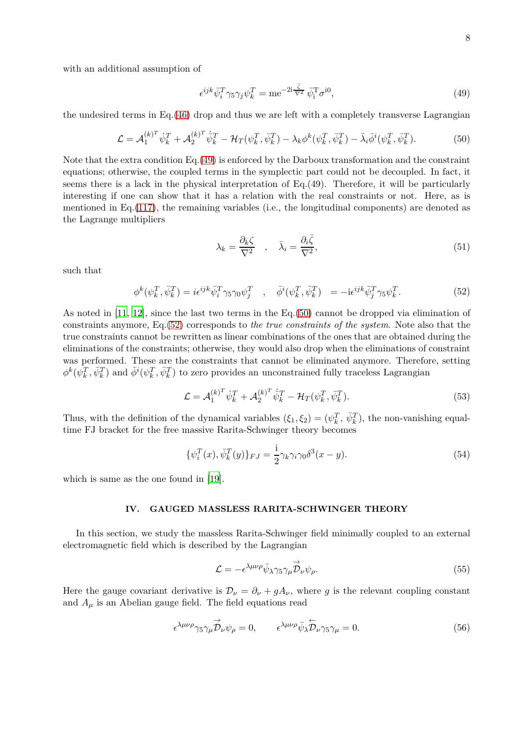with an additional assumption of

$$\epsilon^{ijk}\bar{\psi}_i^T\gamma_5\gamma_j\psi_k^T = \mathrm{m}e^{-2\mathrm{i}\frac{\bar{\zeta}}{\nabla^2}}\,\bar{\psi}_{\mathrm{i}}^{\mathrm{T}}\sigma^{\mathrm{i}0}, \tag{49}$$

the undesired terms in Eq.(46) drop and thus we are left with a completely transverse Lagrangian

$$\mathcal{L} = \mathcal{A}_1^{(k)^T}\dot{\psi}_k^T + \mathcal{A}_2^{(k)^T}\dot{\bar{\psi}}_k^T - \mathcal{H}_T(\psi_k^T,\bar{\psi}_k^T) - \lambda_k\phi^k(\psi_k^T,\bar{\psi}_k^T) - \bar{\lambda}_i\bar{\phi}^i(\psi_k^T,\bar{\psi}_k^T). \tag{50}$$

Note that the extra condition Eq.(49) is enforced by the Darboux transformation and the constraint equations; otherwise, the coupled terms in the symplectic part could not be decoupled. In fact, it seems there is a lack in the physical interpretation of Eq.(49). Therefore, it will be particularly interesting if one can show that it has a relation with the real constraints or not. Here, as is mentioned in Eq.(117), the remaining variables (i.e., the longitudinal components) are denoted as the Lagrange multipliers

$$\lambda_k = \frac{\partial_k\zeta}{\nabla^2} \quad , \quad \bar{\lambda}_i = \frac{\partial_i\bar{\zeta}}{\nabla^2}, \tag{51}$$

such that

$$\phi^k(\psi_k^T,\bar{\psi}_k^T) = i\epsilon^{ijk}\bar{\psi}_i^T\gamma_5\gamma_0\psi_j^T \quad , \quad \bar{\phi}^i(\psi_k^T,\bar{\psi}_k^T) \;\; = -\mathrm{i}\epsilon^{ijk}\bar{\psi}_j^T\gamma_5\psi_k^T. \tag{52}$$

As noted in [11, 12], since the last two terms in the Eq.(50) cannot be dropped via elimination of constraints anymore, Eq.(52) corresponds to *the true constraints of the system*. Note also that the true constraints cannot be rewritten as linear combinations of the ones that are obtained during the eliminations of the constraints; otherwise, they would also drop when the eliminations of constraint was performed. These are the constraints that cannot be eliminated anymore. Therefore, setting $\phi^k(\psi_k^T,\bar{\psi}_k^T)$ and $\bar{\phi}^i(\psi_k^T,\bar{\psi}_k^T)$ to zero provides an unconstrained fully traceless Lagrangian

$$\mathcal{L} = \mathcal{A}_1^{(k)^T}\dot{\psi}_k^T + \mathcal{A}_2^{(k)^T}\dot{\bar{\psi}}_k^T - \mathcal{H}_T(\psi_k^T,\bar{\psi}_k^T). \tag{53}$$

Thus, with the definition of the dynamical variables $(\xi_1,\xi_2) = (\psi_k^T,\,\bar{\psi}_k^T)$, the non-vanishing equal-time FJ bracket for the free massive Rarita-Schwinger theory becomes

$$\{\psi_i^T(x),\bar{\psi}_k^T(y)\}_{FJ} = \frac{\mathrm{i}}{2}\gamma_k\gamma_i\gamma_0\delta^3(x-y). \tag{54}$$

which is same as the one found in [19].

## IV. GAUGED MASSLESS RARITA-SCHWINGER THEORY

In this section, we study the massless Rarita-Schwinger field minimally coupled to an external electromagnetic field which is described by the Lagrangian

$$\mathcal{L} = -\epsilon^{\lambda\mu\nu\rho}\bar{\psi}_\lambda\gamma_5\gamma_\mu\overrightarrow{\mathcal{D}}_\nu\psi_\rho. \tag{55}$$

Here the gauge covariant derivative is $\mathcal{D}_\nu = \partial_\nu + gA_\nu$, where $g$ is the relevant coupling constant and $A_\mu$ is an Abelian gauge field. The field equations read

$$\epsilon^{\lambda\mu\nu\rho}\gamma_5\gamma_\mu\overrightarrow{\mathcal{D}}_\nu\psi_\rho = 0, \qquad \epsilon^{\lambda\mu\nu\rho}\bar{\psi}_\lambda\overleftarrow{\mathcal{D}}_\nu\gamma_5\gamma_\mu = 0. \tag{56}$$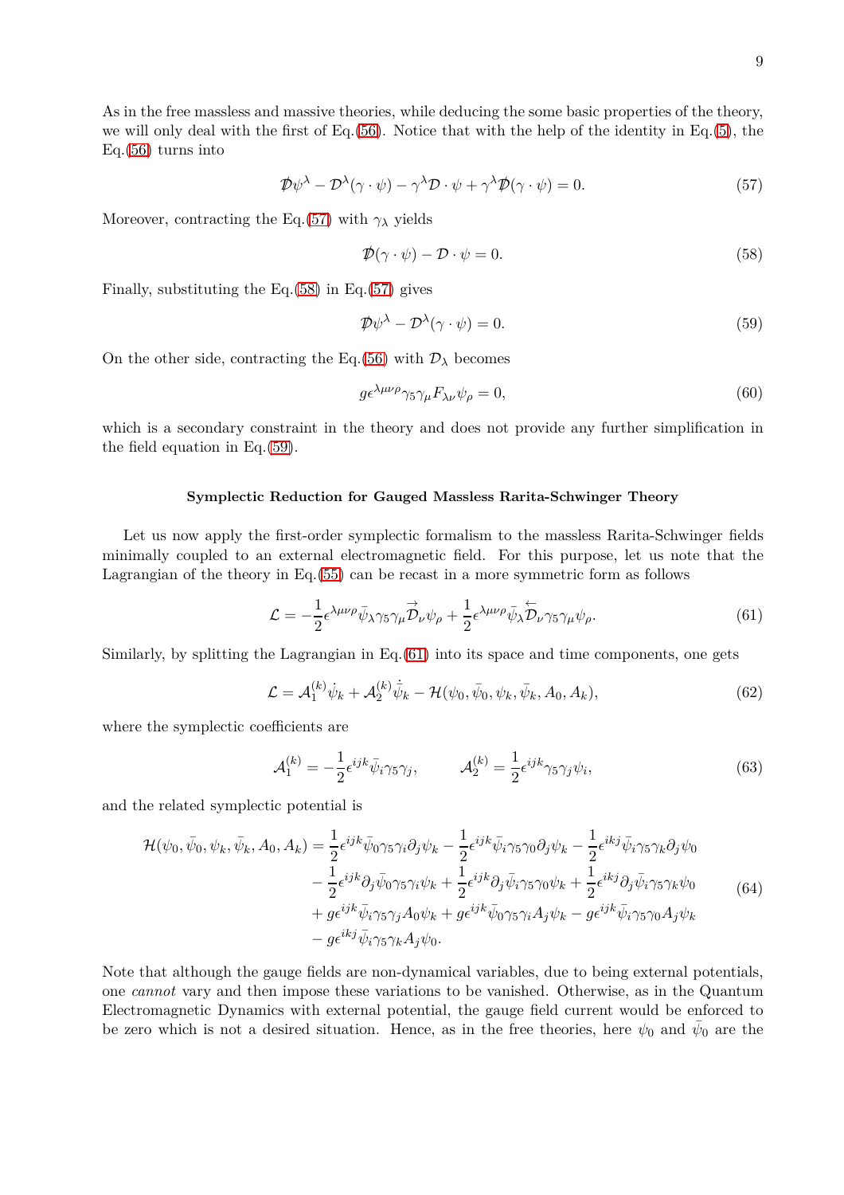As in the free massless and massive theories, while deducing the some basic properties of the theory, we will only deal with the first of Eq.(56). Notice that with the help of the identity in Eq.(5), the Eq.(56) turns into

$$\not{\mathcal{D}}\psi^\lambda - \mathcal{D}^\lambda(\gamma \cdot \psi) - \gamma^\lambda \mathcal{D} \cdot \psi + \gamma^\lambda \not{\mathcal{D}}(\gamma \cdot \psi) = 0. \tag{57}$$

Moreover, contracting the Eq.(57) with $\gamma_\lambda$ yields

$$\not{\mathcal{D}}(\gamma \cdot \psi) - \mathcal{D} \cdot \psi = 0. \tag{58}$$

Finally, substituting the Eq.(58) in Eq.(57) gives

$$\not{\mathcal{D}}\psi^\lambda - \mathcal{D}^\lambda(\gamma \cdot \psi) = 0. \tag{59}$$

On the other side, contracting the Eq.(56) with $\mathcal{D}_\lambda$ becomes

$$g\epsilon^{\lambda\mu\nu\rho}\gamma_5\gamma_\mu F_{\lambda\nu}\psi_\rho = 0, \tag{60}$$

which is a secondary constraint in the theory and does not provide any further simplification in the field equation in Eq.(59).

#### Symplectic Reduction for Gauged Massless Rarita-Schwinger Theory

Let us now apply the first-order symplectic formalism to the massless Rarita-Schwinger fields minimally coupled to an external electromagnetic field. For this purpose, let us note that the Lagrangian of the theory in Eq.(55) can be recast in a more symmetric form as follows

$$\mathcal{L} = -\frac{1}{2}\epsilon^{\lambda\mu\nu\rho}\bar{\psi}_\lambda\gamma_5\gamma_\mu\overrightarrow{\mathcal{D}}_\nu\psi_\rho + \frac{1}{2}\epsilon^{\lambda\mu\nu\rho}\bar{\psi}_\lambda\overleftarrow{\mathcal{D}}_\nu\gamma_5\gamma_\mu\psi_\rho. \tag{61}$$

Similarly, by splitting the Lagrangian in Eq.(61) into its space and time components, one gets

$$\mathcal{L} = \mathcal{A}_1^{(k)}\dot{\psi}_k + \mathcal{A}_2^{(k)}\dot{\bar{\psi}}_k - \mathcal{H}(\psi_0, \bar{\psi}_0, \psi_k, \bar{\psi}_k, A_0, A_k), \tag{62}$$

where the symplectic coefficients are

$$\mathcal{A}_1^{(k)} = -\frac{1}{2}\epsilon^{ijk}\bar{\psi}_i\gamma_5\gamma_j, \qquad \mathcal{A}_2^{(k)} = \frac{1}{2}\epsilon^{ijk}\gamma_5\gamma_j\psi_i, \tag{63}$$

and the related symplectic potential is

$$\begin{aligned}
\mathcal{H}(\psi_0, \bar{\psi}_0, \psi_k, \bar{\psi}_k, A_0, A_k) = &\frac{1}{2}\epsilon^{ijk}\bar{\psi}_0\gamma_5\gamma_i\partial_j\psi_k - \frac{1}{2}\epsilon^{ijk}\bar{\psi}_i\gamma_5\gamma_0\partial_j\psi_k - \frac{1}{2}\epsilon^{ikj}\bar{\psi}_i\gamma_5\gamma_k\partial_j\psi_0 \\
&- \frac{1}{2}\epsilon^{ijk}\partial_j\bar{\psi}_0\gamma_5\gamma_i\psi_k + \frac{1}{2}\epsilon^{ijk}\partial_j\bar{\psi}_i\gamma_5\gamma_0\psi_k + \frac{1}{2}\epsilon^{ikj}\partial_j\bar{\psi}_i\gamma_5\gamma_k\psi_0 \\
&+ g\epsilon^{ijk}\bar{\psi}_i\gamma_5\gamma_j A_0\psi_k + g\epsilon^{ijk}\bar{\psi}_0\gamma_5\gamma_i A_j\psi_k - g\epsilon^{ijk}\bar{\psi}_i\gamma_5\gamma_0 A_j\psi_k \\
&- g\epsilon^{ikj}\bar{\psi}_i\gamma_5\gamma_k A_j\psi_0.
\end{aligned} \tag{64}$$

Note that although the gauge fields are non-dynamical variables, due to being external potentials, one *cannot* vary and then impose these variations to be vanished. Otherwise, as in the Quantum Electromagnetic Dynamics with external potential, the gauge field current would be enforced to be zero which is not a desired situation. Hence, as in the free theories, here $\psi_0$ and $\bar{\psi}_0$ are the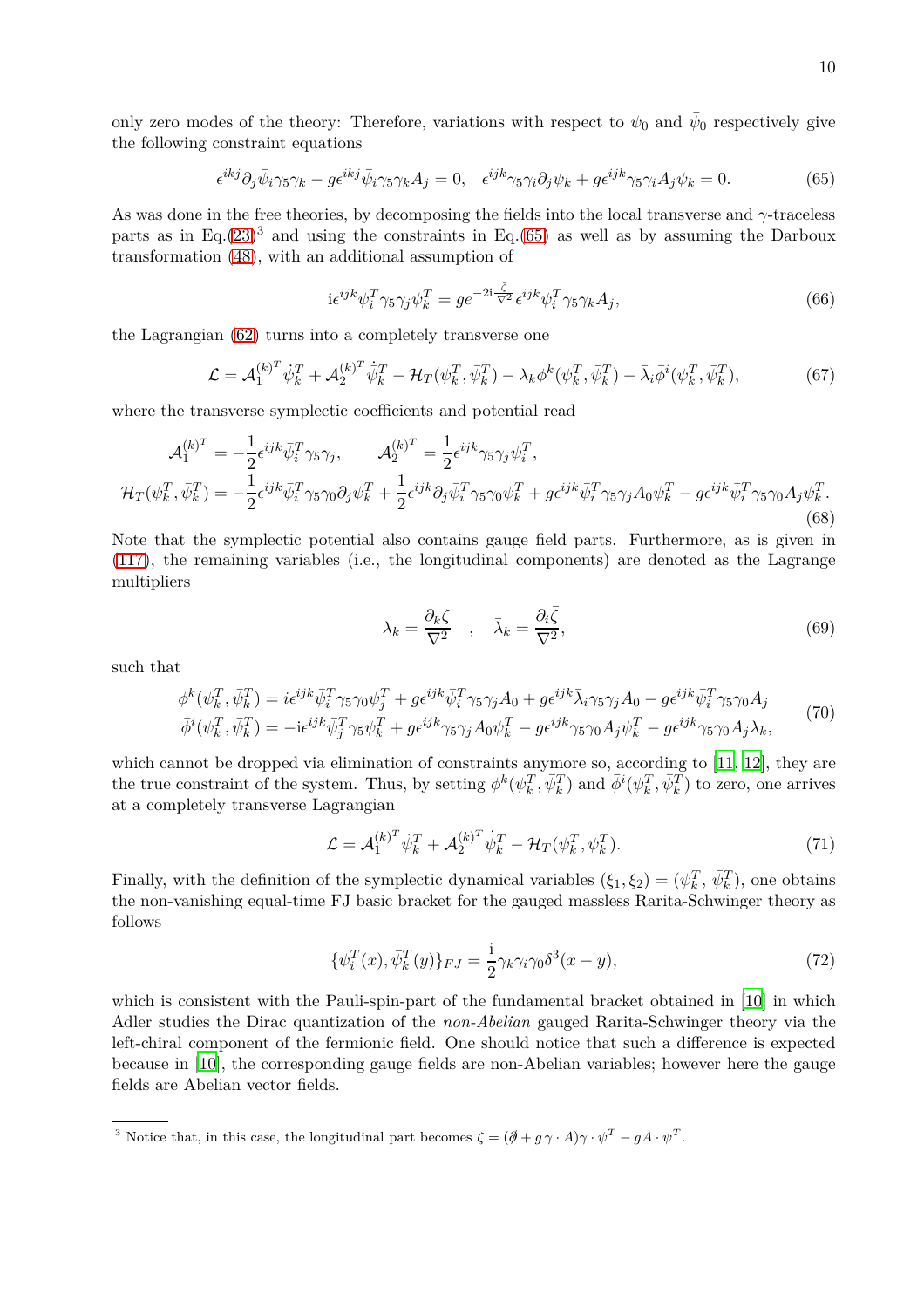only zero modes of the theory: Therefore, variations with respect to $\psi_0$ and $\bar{\psi}_0$ respectively give the following constraint equations

$$
\epsilon^{ikj}\partial_j\bar{\psi}_i\gamma_5\gamma_k - g\epsilon^{ikj}\bar{\psi}_i\gamma_5\gamma_k A_j = 0, \quad \epsilon^{ijk}\gamma_5\gamma_i\partial_j\psi_k + g\epsilon^{ijk}\gamma_5\gamma_i A_j\psi_k = 0. \tag{65}
$$

As was done in the free theories, by decomposing the fields into the local transverse and $\gamma$-traceless parts as in Eq.(23)[3] and using the constraints in Eq.(65) as well as by assuming the Darboux transformation (48), with an additional assumption of

$$
\mathrm{i}\epsilon^{ijk}\bar{\psi}_i^T\gamma_5\gamma_j\psi_k^T = g e^{-2\mathrm{i}\frac{\bar{\zeta}}{\nabla^2}}\epsilon^{ijk}\bar{\psi}_i^T\gamma_5\gamma_k A_j, \tag{66}
$$

the Lagrangian (62) turns into a completely transverse one

$$
\mathcal{L} = \mathcal{A}_1^{(k)^T}\dot{\psi}_k^T + \mathcal{A}_2^{(k)^T}\dot{\bar{\psi}}_k^T - \mathcal{H}_T(\psi_k^T,\bar{\psi}_k^T) - \lambda_k\phi^k(\psi_k^T,\bar{\psi}_k^T) - \bar{\lambda}_i\bar{\phi}^i(\psi_k^T,\bar{\psi}_k^T), \tag{67}
$$

where the transverse symplectic coefficients and potential read

$$
\begin{aligned}
\mathcal{A}_1^{(k)^T} &= -\frac{1}{2}\epsilon^{ijk}\bar{\psi}_i^T\gamma_5\gamma_j, \qquad \mathcal{A}_2^{(k)^T} = \frac{1}{2}\epsilon^{ijk}\gamma_5\gamma_j\psi_i^T, \\
\mathcal{H}_T(\psi_k^T,\bar{\psi}_k^T) &= -\frac{1}{2}\epsilon^{ijk}\bar{\psi}_i^T\gamma_5\gamma_0\partial_j\psi_k^T + \frac{1}{2}\epsilon^{ijk}\partial_j\bar{\psi}_i^T\gamma_5\gamma_0\psi_k^T + g\epsilon^{ijk}\bar{\psi}_i^T\gamma_5\gamma_j A_0\psi_k^T - g\epsilon^{ijk}\bar{\psi}_i^T\gamma_5\gamma_0 A_j\psi_k^T.
\end{aligned} \tag{68}
$$

Note that the symplectic potential also contains gauge field parts. Furthermore, as is given in (117), the remaining variables (i.e., the longitudinal components) are denoted as the Lagrange multipliers

$$
\lambda_k = \frac{\partial_k\zeta}{\nabla^2} \quad , \quad \bar{\lambda}_k = \frac{\partial_i\bar{\zeta}}{\nabla^2}, \tag{69}
$$

such that

$$
\begin{aligned}
\phi^k(\psi_k^T,\bar{\psi}_k^T) &= i\epsilon^{ijk}\bar{\psi}_i^T\gamma_5\gamma_0\psi_j^T + g\epsilon^{ijk}\bar{\psi}_i^T\gamma_5\gamma_j A_0 + g\epsilon^{ijk}\bar{\lambda}_i\gamma_5\gamma_j A_0 - g\epsilon^{ijk}\bar{\psi}_i^T\gamma_5\gamma_0 A_j \\
\bar{\phi}^i(\psi_k^T,\bar{\psi}_k^T) &= -\mathrm{i}\epsilon^{ijk}\bar{\psi}_j^T\gamma_5\psi_k^T + g\epsilon^{ijk}\gamma_5\gamma_j A_0\psi_k^T - g\epsilon^{ijk}\gamma_5\gamma_0 A_j\psi_k^T - g\epsilon^{ijk}\gamma_5\gamma_0 A_j\lambda_k,
\end{aligned} \tag{70}
$$

which cannot be dropped via elimination of constraints anymore so, according to [11, 12], they are the true constraint of the system. Thus, by setting $\phi^k(\psi_k^T,\bar{\psi}_k^T)$ and $\bar{\phi}^i(\psi_k^T,\bar{\psi}_k^T)$ to zero, one arrives at a completely transverse Lagrangian

$$
\mathcal{L} = \mathcal{A}_1^{(k)^T}\dot{\psi}_k^T + \mathcal{A}_2^{(k)^T}\dot{\bar{\psi}}_k^T - \mathcal{H}_T(\psi_k^T,\bar{\psi}_k^T). \tag{71}
$$

Finally, with the definition of the symplectic dynamical variables $(\xi_1,\xi_2) = (\psi_k^T,\bar{\psi}_k^T)$, one obtains the non-vanishing equal-time FJ basic bracket for the gauged massless Rarita-Schwinger theory as follows

$$
\{\psi_i^T(x),\bar{\psi}_k^T(y)\}_{FJ} = \frac{\mathrm{i}}{2}\gamma_k\gamma_i\gamma_0\delta^3(x-y), \tag{72}
$$

which is consistent with the Pauli-spin-part of the fundamental bracket obtained in [10] in which Adler studies the Dirac quantization of the *non-Abelian* gauged Rarita-Schwinger theory via the left-chiral component of the fermionic field. One should notice that such a difference is expected because in [10], the corresponding gauge fields are non-Abelian variables; however here the gauge fields are Abelian vector fields.

---

[3] Notice that, in this case, the longitudinal part becomes $\zeta = (\partial\!\!\!/ + g\,\gamma\cdot A)\gamma\cdot\psi^T - gA\cdot\psi^T$.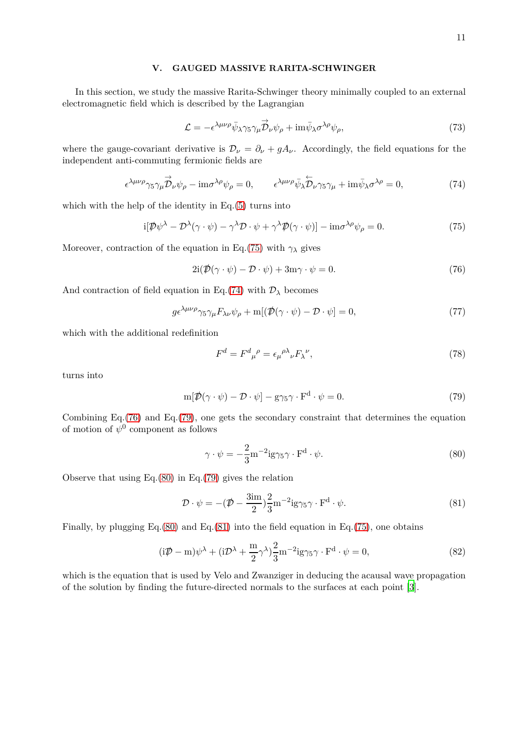## V. GAUGED MASSIVE RARITA-SCHWINGER

In this section, we study the massive Rarita-Schwinger theory minimally coupled to an external electromagnetic field which is described by the Lagrangian

$$\mathcal{L} = -\epsilon^{\lambda\mu\nu\rho}\bar{\psi}_\lambda\gamma_5\gamma_\mu\overrightarrow{\mathcal{D}}_\nu\psi_\rho + \mathrm{im}\bar{\psi}_\lambda\sigma^{\lambda\rho}\psi_\rho, \tag{73}$$

where the gauge-covariant derivative is $\mathcal{D}_\nu = \partial_\nu + gA_\nu$. Accordingly, the field equations for the independent anti-commuting fermionic fields are

$$\epsilon^{\lambda\mu\nu\rho}\gamma_5\gamma_\mu\overrightarrow{\mathcal{D}}_\nu\psi_\rho - \mathrm{im}\sigma^{\lambda\rho}\psi_\rho = 0, \qquad \epsilon^{\lambda\mu\nu\rho}\bar{\psi}_\lambda\overleftarrow{\mathcal{D}}_\nu\gamma_5\gamma_\mu + \mathrm{im}\bar{\psi}_\lambda\sigma^{\lambda\rho} = 0, \tag{74}$$

which with the help of the identity in Eq.(5) turns into

$$\mathrm{i}[\not{\mathcal{D}}\psi^\lambda - \mathcal{D}^\lambda(\gamma\cdot\psi) - \gamma^\lambda\mathcal{D}\cdot\psi + \gamma^\lambda\not{\mathcal{D}}(\gamma\cdot\psi)] - \mathrm{im}\sigma^{\lambda\rho}\psi_\rho = 0. \tag{75}$$

Moreover, contraction of the equation in Eq.(75) with $\gamma_\lambda$ gives

$$2\mathrm{i}(\not{\mathcal{D}}(\gamma\cdot\psi) - \mathcal{D}\cdot\psi) + 3\mathrm{m}\gamma\cdot\psi = 0. \tag{76}$$

And contraction of field equation in Eq.(74) with $\mathcal{D}_\lambda$ becomes

$$g\epsilon^{\lambda\mu\nu\rho}\gamma_5\gamma_\mu F_{\lambda\nu}\psi_\rho + \mathrm{m}[(\not{\mathcal{D}}(\gamma\cdot\psi) - \mathcal{D}\cdot\psi] = 0, \tag{77}$$

which with the additional redefinition

$$F^d = F^d{}_\mu{}^\rho = \epsilon_\mu{}^{\rho\lambda}{}_\nu F_\lambda{}^\nu, \tag{78}$$

turns into

$$\mathrm{m}[\not{\mathcal{D}}(\gamma\cdot\psi) - \mathcal{D}\cdot\psi] - \mathrm{g}\gamma_5\gamma\cdot\mathrm{F}^\mathrm{d}\cdot\psi = 0. \tag{79}$$

Combining Eq.(76) and Eq.(79), one gets the secondary constraint that determines the equation of motion of $\psi^0$ component as follows

$$\gamma\cdot\psi = -\frac{2}{3}\mathrm{m}^{-2}\mathrm{i}\mathrm{g}\gamma_5\gamma\cdot\mathrm{F}^\mathrm{d}\cdot\psi. \tag{80}$$

Observe that using Eq.(80) in Eq.(79) gives the relation

$$\mathcal{D}\cdot\psi = -(\not{\mathcal{D}} - \frac{3\mathrm{im}}{2})\frac{2}{3}\mathrm{m}^{-2}\mathrm{i}\mathrm{g}\gamma_5\gamma\cdot\mathrm{F}^\mathrm{d}\cdot\psi. \tag{81}$$

Finally, by plugging Eq.(80) and Eq.(81) into the field equation in Eq.(75), one obtains

$$(\mathrm{i}\not{\mathcal{D}} - \mathrm{m})\psi^\lambda + (\mathrm{i}\mathcal{D}^\lambda + \frac{\mathrm{m}}{2}\gamma^\lambda)\frac{2}{3}\mathrm{m}^{-2}\mathrm{i}\mathrm{g}\gamma_5\gamma\cdot\mathrm{F}^\mathrm{d}\cdot\psi = 0, \tag{82}$$

which is the equation that is used by Velo and Zwanziger in deducing the acausal wave propagation of the solution by finding the future-directed normals to the surfaces at each point [3].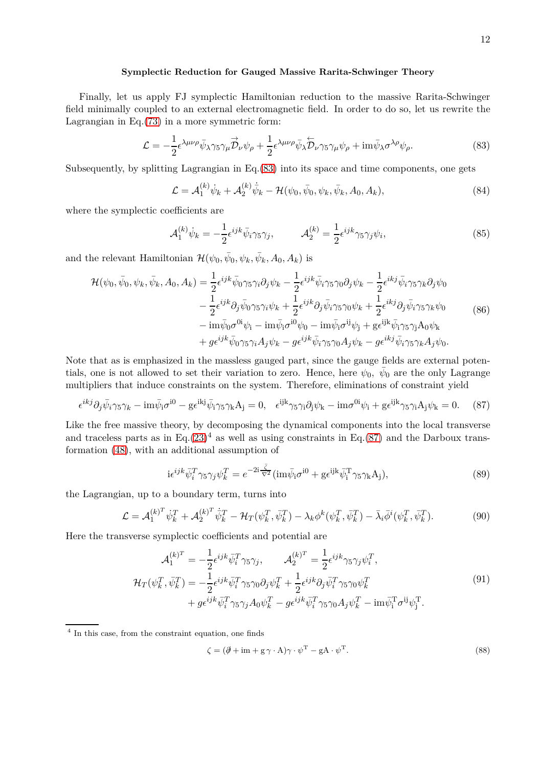**Symplectic Reduction for Gauged Massive Rarita-Schwinger Theory**

Finally, let us apply FJ symplectic Hamiltonian reduction to the massive Rarita-Schwinger field minimally coupled to an external electromagnetic field. In order to do so, let us rewrite the Lagrangian in Eq.(73) in a more symmetric form:

$$\mathcal{L} = -\frac{1}{2}\epsilon^{\lambda\mu\nu\rho}\bar{\psi}_\lambda\gamma_5\gamma_\mu\overrightarrow{\mathcal{D}}_\nu\psi_\rho + \frac{1}{2}\epsilon^{\lambda\mu\nu\rho}\bar{\psi}_\lambda\overleftarrow{\mathcal{D}}_\nu\gamma_5\gamma_\mu\psi_\rho + \mathrm{i}m\bar{\psi}_\lambda\sigma^{\lambda\rho}\psi_\rho. \tag{83}$$

Subsequently, by splitting Lagrangian in Eq.(83) into its space and time components, one gets

$$\mathcal{L} = \mathcal{A}_1^{(k)}\dot{\psi}_k + \mathcal{A}_2^{(k)}\dot{\bar{\psi}}_k - \mathcal{H}(\psi_0, \bar{\psi}_0, \psi_k, \bar{\psi}_k, A_0, A_k), \tag{84}$$

where the symplectic coefficients are

$$\mathcal{A}_1^{(k)}\dot{\psi}_k = -\frac{1}{2}\epsilon^{ijk}\bar{\psi}_i\gamma_5\gamma_j, \qquad \mathcal{A}_2^{(k)} = \frac{1}{2}\epsilon^{ijk}\gamma_5\gamma_j\psi_i, \tag{85}$$

and the relevant Hamiltonian $\mathcal{H}(\psi_0, \bar{\psi}_0, \psi_k, \bar{\psi}_k, A_0, A_k)$ is

$$\begin{aligned}
\mathcal{H}(\psi_0, \bar{\psi}_0, \psi_k, \bar{\psi}_k, A_0, A_k) &= \frac{1}{2}\epsilon^{ijk}\bar{\psi}_0\gamma_5\gamma_i\partial_j\psi_k - \frac{1}{2}\epsilon^{ijk}\bar{\psi}_i\gamma_5\gamma_0\partial_j\psi_k - \frac{1}{2}\epsilon^{ikj}\bar{\psi}_i\gamma_5\gamma_k\partial_j\psi_0 \\
&\quad - \frac{1}{2}\epsilon^{ijk}\partial_j\bar{\psi}_0\gamma_5\gamma_i\psi_k + \frac{1}{2}\epsilon^{ijk}\partial_j\bar{\psi}_i\gamma_5\gamma_0\psi_k + \frac{1}{2}\epsilon^{ikj}\partial_j\bar{\psi}_i\gamma_5\gamma_k\psi_0 \\
&\quad - \mathrm{i}m\bar{\psi}_0\sigma^{0i}\psi_i - \mathrm{i}m\bar{\psi}_i\sigma^{i0}\psi_0 - \mathrm{i}m\bar{\psi}_i\sigma^{ij}\psi_j + g\epsilon^{ijk}\bar{\psi}_i\gamma_5\gamma_j A_0\psi_k \\
&\quad + g\epsilon^{ijk}\bar{\psi}_0\gamma_5\gamma_i A_j\psi_k - g\epsilon^{ijk}\bar{\psi}_i\gamma_5\gamma_0 A_j\psi_k - g\epsilon^{ikj}\bar{\psi}_i\gamma_5\gamma_k A_j\psi_0.
\end{aligned} \tag{86}$$

Note that as is emphasized in the massless gauged part, since the gauge fields are external potentials, one is not allowed to set their variation to zero. Hence, here $\psi_0$, $\bar{\psi}_0$ are the only Lagrange multipliers that induce constraints on the system. Therefore, eliminations of constraint yield

$$\epsilon^{ikj}\partial_j\bar{\psi}_i\gamma_5\gamma_k - \mathrm{i}m\bar{\psi}_i\sigma^{i0} - g\epsilon^{ikj}\bar{\psi}_i\gamma_5\gamma_k A_j = 0, \quad \epsilon^{ijk}\gamma_5\gamma_i\partial_j\psi_k - \mathrm{i}m\sigma^{0i}\psi_i + g\epsilon^{ijk}\gamma_5\gamma_i A_j\psi_k = 0. \tag{87}$$

Like the free massive theory, by decomposing the dynamical components into the local transverse and traceless parts as in Eq.(23)[4] as well as using constraints in Eq.(87) and the Darboux transformation (48), with an additional assumption of

$$\mathrm{i}\epsilon^{ijk}\bar{\psi}_i^T\gamma_5\gamma_j\psi_k^T = e^{-2\mathrm{i}\frac{\bar{\zeta}}{\nabla^2}}(\mathrm{i}m\bar{\psi}_i\sigma^{i0} + g\epsilon^{ijk}\bar{\psi}_i^T\gamma_5\gamma_k A_j), \tag{89}$$

the Lagrangian, up to a boundary term, turns into

$$\mathcal{L} = \mathcal{A}_1^{(k)^T}\dot{\psi}_k^T + \mathcal{A}_2^{(k)^T}\dot{\bar{\psi}}_k^T - \mathcal{H}_T(\psi_k^T, \bar{\psi}_k^T) - \lambda_k\phi^k(\psi_k^T, \bar{\psi}_k^T) - \bar{\lambda}_i\bar{\phi}^i(\psi_k^T, \bar{\psi}_k^T). \tag{90}$$

Here the transverse symplectic coefficients and potential are

$$\begin{aligned}
\mathcal{A}_1^{(k)^T} &= -\frac{1}{2}\epsilon^{ijk}\bar{\psi}_i^T\gamma_5\gamma_j, \qquad \mathcal{A}_2^{(k)^T} = \frac{1}{2}\epsilon^{ijk}\gamma_5\gamma_j\psi_i^T, \\
\mathcal{H}_T(\psi_k^T, \bar{\psi}_k^T) &= -\frac{1}{2}\epsilon^{ijk}\bar{\psi}_i^T\gamma_5\gamma_0\partial_j\psi_k^T + \frac{1}{2}\epsilon^{ijk}\partial_j\bar{\psi}_i^T\gamma_5\gamma_0\psi_k^T \\
&\quad + g\epsilon^{ijk}\bar{\psi}_i^T\gamma_5\gamma_j A_0\psi_k^T - g\epsilon^{ijk}\bar{\psi}_i^T\gamma_5\gamma_0 A_j\psi_k^T - \mathrm{i}m\bar{\psi}_i^T\sigma^{ij}\psi_j^T.
\end{aligned} \tag{91}$$

---

[4] In this case, from the constraint equation, one finds

$$\zeta = (\partial\!\!\!/ + \mathrm{i}m + g\,\gamma\cdot A)\gamma\cdot\psi^T - gA\cdot\psi^T. \tag{88}$$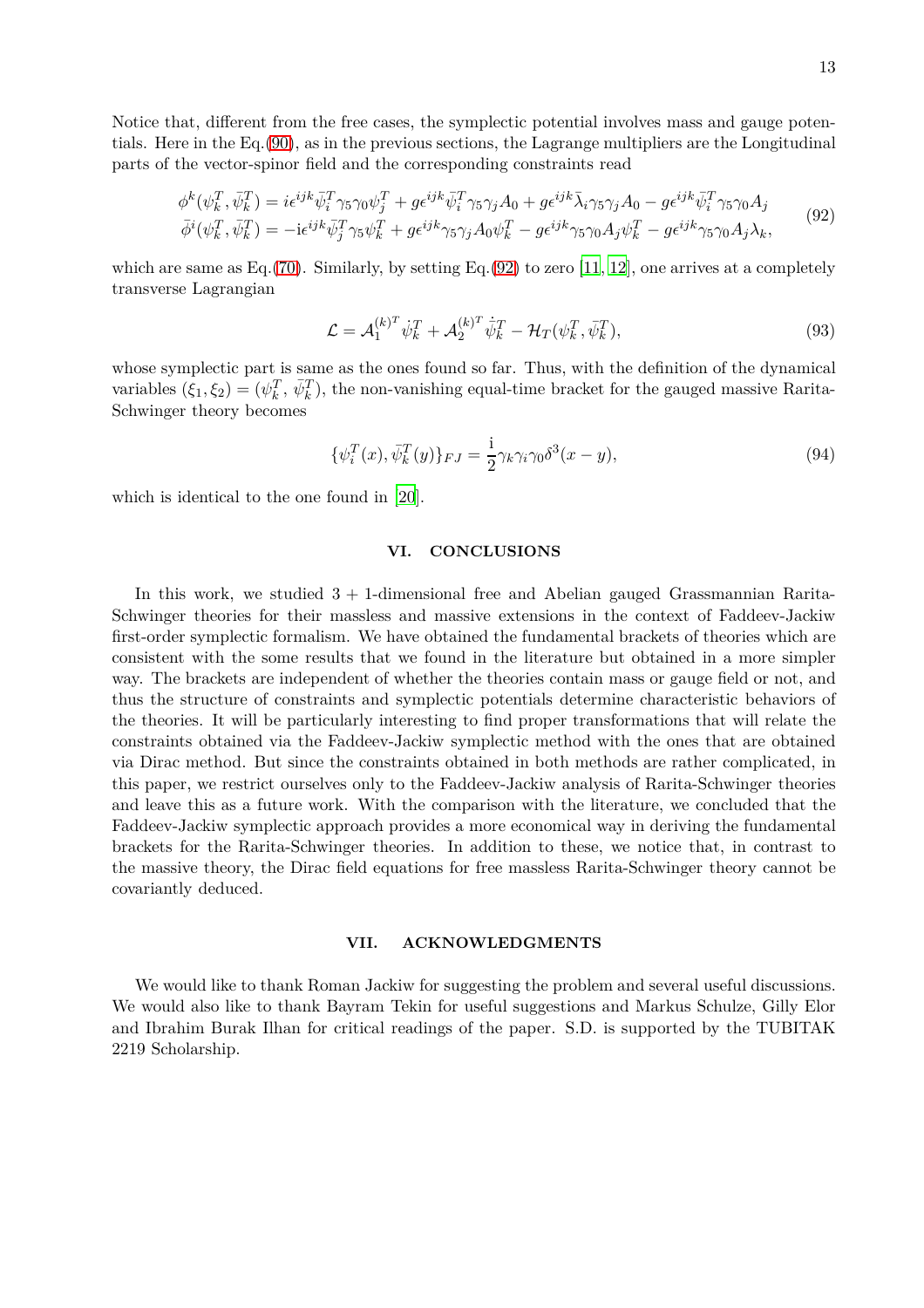Notice that, different from the free cases, the symplectic potential involves mass and gauge potentials. Here in the Eq.(90), as in the previous sections, the Lagrange multipliers are the Longitudinal parts of the vector-spinor field and the corresponding constraints read

$$
\begin{aligned}
\phi^k(\psi_k^T,\bar{\psi}_k^T) &= i\epsilon^{ijk}\bar{\psi}_i^T\gamma_5\gamma_0\psi_j^T + g\epsilon^{ijk}\bar{\psi}_i^T\gamma_5\gamma_j A_0 + g\epsilon^{ijk}\bar{\lambda}_i\gamma_5\gamma_j A_0 - g\epsilon^{ijk}\bar{\psi}_i^T\gamma_5\gamma_0 A_j \\
\bar{\phi}^i(\psi_k^T,\bar{\psi}_k^T) &= -\mathrm{i}\epsilon^{ijk}\bar{\psi}_j^T\gamma_5\psi_k^T + g\epsilon^{ijk}\gamma_5\gamma_j A_0\psi_k^T - g\epsilon^{ijk}\gamma_5\gamma_0 A_j\psi_k^T - g\epsilon^{ijk}\gamma_5\gamma_0 A_j\lambda_k,
\end{aligned}
\tag{92}
$$

which are same as Eq.(70). Similarly, by setting Eq.(92) to zero [11, 12], one arrives at a completely transverse Lagrangian

$$
\mathcal{L} = \mathcal{A}_1^{(k)^T}\dot{\psi}_k^T + \mathcal{A}_2^{(k)^T}\dot{\bar{\psi}}_k^T - \mathcal{H}_T(\psi_k^T,\bar{\psi}_k^T), \tag{93}
$$

whose symplectic part is same as the ones found so far. Thus, with the definition of the dynamical variables $(\xi_1,\xi_2) = (\psi_k^T,\,\bar{\psi}_k^T)$, the non-vanishing equal-time bracket for the gauged massive Rarita-Schwinger theory becomes

$$
\{\psi_i^T(x),\bar{\psi}_k^T(y)\}_{FJ} = \frac{\mathrm{i}}{2}\gamma_k\gamma_i\gamma_0\delta^3(x-y), \tag{94}
$$

which is identical to the one found in [20].

## VI. CONCLUSIONS

In this work, we studied 3 + 1-dimensional free and Abelian gauged Grassmannian Rarita-Schwinger theories for their massless and massive extensions in the context of Faddeev-Jackiw first-order symplectic formalism. We have obtained the fundamental brackets of theories which are consistent with the some results that we found in the literature but obtained in a more simpler way. The brackets are independent of whether the theories contain mass or gauge field or not, and thus the structure of constraints and symplectic potentials determine characteristic behaviors of the theories. It will be particularly interesting to find proper transformations that will relate the constraints obtained via the Faddeev-Jackiw symplectic method with the ones that are obtained via Dirac method. But since the constraints obtained in both methods are rather complicated, in this paper, we restrict ourselves only to the Faddeev-Jackiw analysis of Rarita-Schwinger theories and leave this as a future work. With the comparison with the literature, we concluded that the Faddeev-Jackiw symplectic approach provides a more economical way in deriving the fundamental brackets for the Rarita-Schwinger theories. In addition to these, we notice that, in contrast to the massive theory, the Dirac field equations for free massless Rarita-Schwinger theory cannot be covariantly deduced.

## VII. ACKNOWLEDGMENTS

We would like to thank Roman Jackiw for suggesting the problem and several useful discussions. We would also like to thank Bayram Tekin for useful suggestions and Markus Schulze, Gilly Elor and Ibrahim Burak Ilhan for critical readings of the paper. S.D. is supported by the TUBITAK 2219 Scholarship.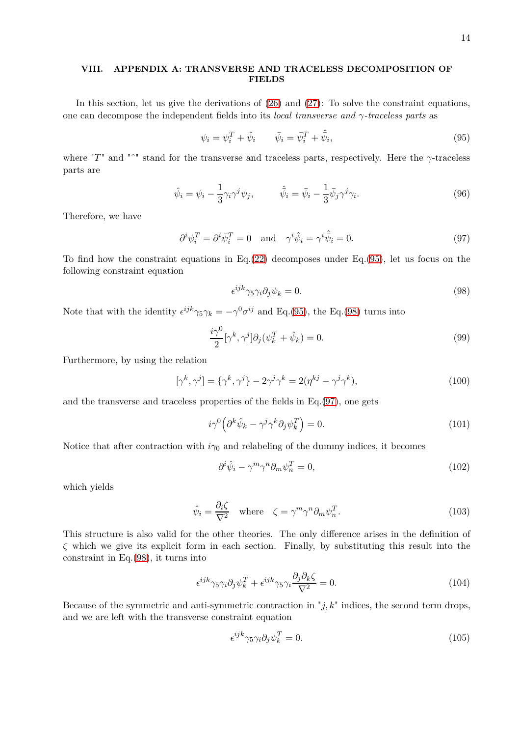## VIII. APPENDIX A: TRANSVERSE AND TRACELESS DECOMPOSITION OF FIELDS

In this section, let us give the derivations of (26) and (27): To solve the constraint equations, one can decompose the independent fields into its *local transverse and γ-traceless parts* as

$$\psi_i = \psi_i^T + \hat{\psi}_i \qquad \bar{\psi}_i = \bar{\psi}_i^T + \hat{\bar{\psi}}_i, \tag{95}$$

where "$T$" and "$\hat{}$" stand for the transverse and traceless parts, respectively. Here the $\gamma$-traceless parts are

$$\hat{\psi}_i = \psi_i - \frac{1}{3}\gamma_i \gamma^j \psi_j, \qquad \hat{\bar{\psi}}_i = \bar{\psi}_i - \frac{1}{3}\bar{\psi}_j \gamma^j \gamma_i. \tag{96}$$

Therefore, we have

$$\partial^i \psi_i^T = \partial^i \bar{\psi}_i^T = 0 \quad \text{and} \quad \gamma^i \hat{\psi}_i = \gamma^i \hat{\bar{\psi}}_i = 0. \tag{97}$$

To find how the constraint equations in Eq.(22) decomposes under Eq.(95), let us focus on the following constraint equation

$$\epsilon^{ijk}\gamma_5 \gamma_i \partial_j \psi_k = 0. \tag{98}$$

Note that with the identity $\epsilon^{ijk}\gamma_5\gamma_k = -\gamma^0\sigma^{ij}$ and Eq.(95), the Eq.(98) turns into

$$\frac{i\gamma^0}{2}[\gamma^k, \gamma^j]\partial_j(\psi_k^T + \hat{\psi}_k) = 0. \tag{99}$$

Furthermore, by using the relation

$$[\gamma^k, \gamma^j] = \{\gamma^k, \gamma^j\} - 2\gamma^j\gamma^k = 2(\eta^{kj} - \gamma^j\gamma^k), \tag{100}$$

and the transverse and traceless properties of the fields in Eq.(97), one gets

$$i\gamma^0\Big(\partial^k \hat{\psi}_k - \gamma^j\gamma^k\partial_j\psi_k^T\Big) = 0. \tag{101}$$

Notice that after contraction with $i\gamma_0$ and relabeling of the dummy indices, it becomes

$$\partial^i \hat{\psi}_i - \gamma^m\gamma^n\partial_m\psi_n^T = 0, \tag{102}$$

which yields

$$\hat{\psi}_i = \frac{\partial_i \zeta}{\nabla^2} \quad \text{where} \quad \zeta = \gamma^m\gamma^n\partial_m\psi_n^T. \tag{103}$$

This structure is also valid for the other theories. The only difference arises in the definition of $\zeta$ which we give its explicit form in each section. Finally, by substituting this result into the constraint in Eq.(98), it turns into

$$\epsilon^{ijk}\gamma_5\gamma_i\partial_j\psi_k^T + \epsilon^{ijk}\gamma_5\gamma_i\frac{\partial_j\partial_k\zeta}{\nabla^2} = 0. \tag{104}$$

Because of the symmetric and anti-symmetric contraction in "$j, k$" indices, the second term drops, and we are left with the transverse constraint equation

$$\epsilon^{ijk}\gamma_5\gamma_i\partial_j\psi_k^T = 0. \tag{105}$$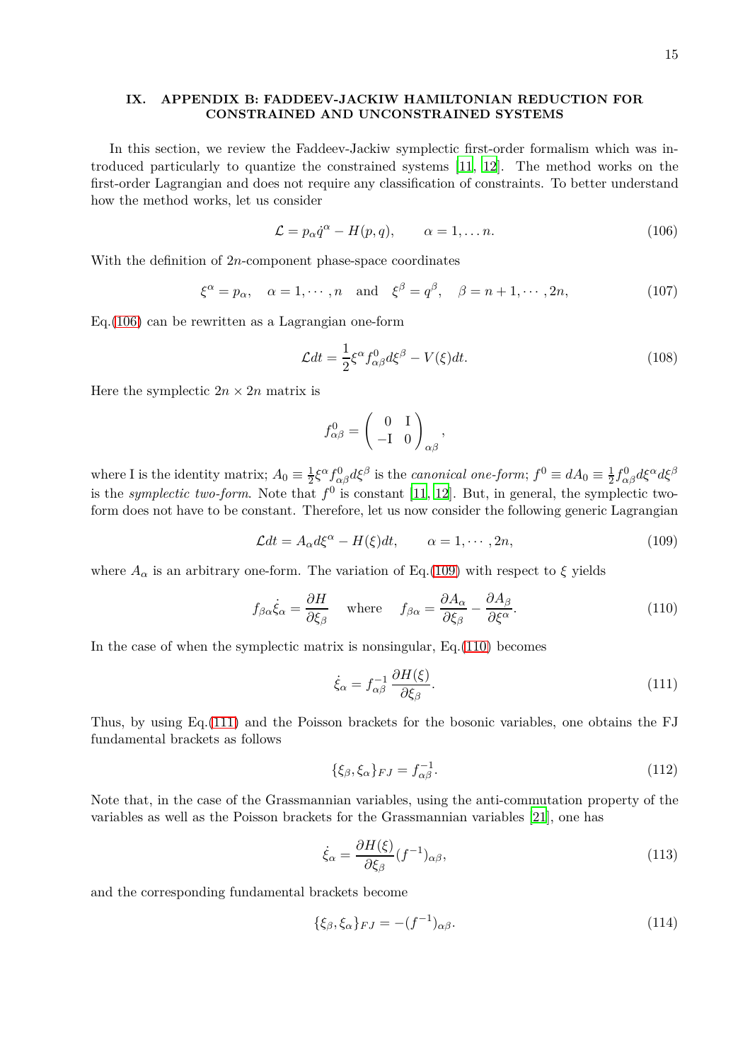## IX. APPENDIX B: FADDEEV-JACKIW HAMILTONIAN REDUCTION FOR CONSTRAINED AND UNCONSTRAINED SYSTEMS

In this section, we review the Faddeev-Jackiw symplectic first-order formalism which was introduced particularly to quantize the constrained systems [11, 12]. The method works on the first-order Lagrangian and does not require any classification of constraints. To better understand how the method works, let us consider

$$\mathcal{L} = p_\alpha \dot{q}^\alpha - H(p,q), \qquad \alpha = 1, \dots n. \tag{106}$$

With the definition of $2n$-component phase-space coordinates

$$\xi^\alpha = p_\alpha, \quad \alpha = 1, \cdots, n \quad \text{and} \quad \xi^\beta = q^\beta, \quad \beta = n+1, \cdots, 2n, \tag{107}$$

Eq.(106) can be rewritten as a Lagrangian one-form

$$\mathcal{L}dt = \frac{1}{2}\xi^\alpha f^0_{\alpha\beta} d\xi^\beta - V(\xi)dt. \tag{108}$$

Here the symplectic $2n \times 2n$ matrix is

$$f^0_{\alpha\beta} = \begin{pmatrix} 0 & \mathrm{I} \\ -\mathrm{I} & 0 \end{pmatrix}_{\alpha\beta},$$

where I is the identity matrix; $A_0 \equiv \frac{1}{2}\xi^\alpha f^0_{\alpha\beta} d\xi^\beta$ is the *canonical one-form*; $f^0 \equiv dA_0 \equiv \frac{1}{2} f^0_{\alpha\beta} d\xi^\alpha d\xi^\beta$ is the *symplectic two-form*. Note that $f^0$ is constant [11, 12]. But, in general, the symplectic two-form does not have to be constant. Therefore, let us now consider the following generic Lagrangian

$$\mathcal{L}dt = A_\alpha d\xi^\alpha - H(\xi)dt, \qquad \alpha = 1, \cdots, 2n, \tag{109}$$

where $A_\alpha$ is an arbitrary one-form. The variation of Eq.(109) with respect to $\xi$ yields

$$f_{\beta\alpha}\dot{\xi}_\alpha = \frac{\partial H}{\partial \xi_\beta} \quad \text{where} \quad f_{\beta\alpha} = \frac{\partial A_\alpha}{\partial \xi_\beta} - \frac{\partial A_\beta}{\partial \xi^\alpha}. \tag{110}$$

In the case of when the symplectic matrix is nonsingular, Eq.(110) becomes

$$\dot{\xi}_\alpha = f^{-1}_{\alpha\beta} \frac{\partial H(\xi)}{\partial \xi_\beta}. \tag{111}$$

Thus, by using Eq.(111) and the Poisson brackets for the bosonic variables, one obtains the FJ fundamental brackets as follows

$$\{\xi_\beta, \xi_\alpha\}_{FJ} = f^{-1}_{\alpha\beta}. \tag{112}$$

Note that, in the case of the Grassmannian variables, using the anti-commutation property of the variables as well as the Poisson brackets for the Grassmannian variables [21], one has

$$\dot{\xi}_\alpha = \frac{\partial H(\xi)}{\partial \xi_\beta}(f^{-1})_{\alpha\beta}, \tag{113}$$

and the corresponding fundamental brackets become

$$\{\xi_\beta, \xi_\alpha\}_{FJ} = -(f^{-1})_{\alpha\beta}. \tag{114}$$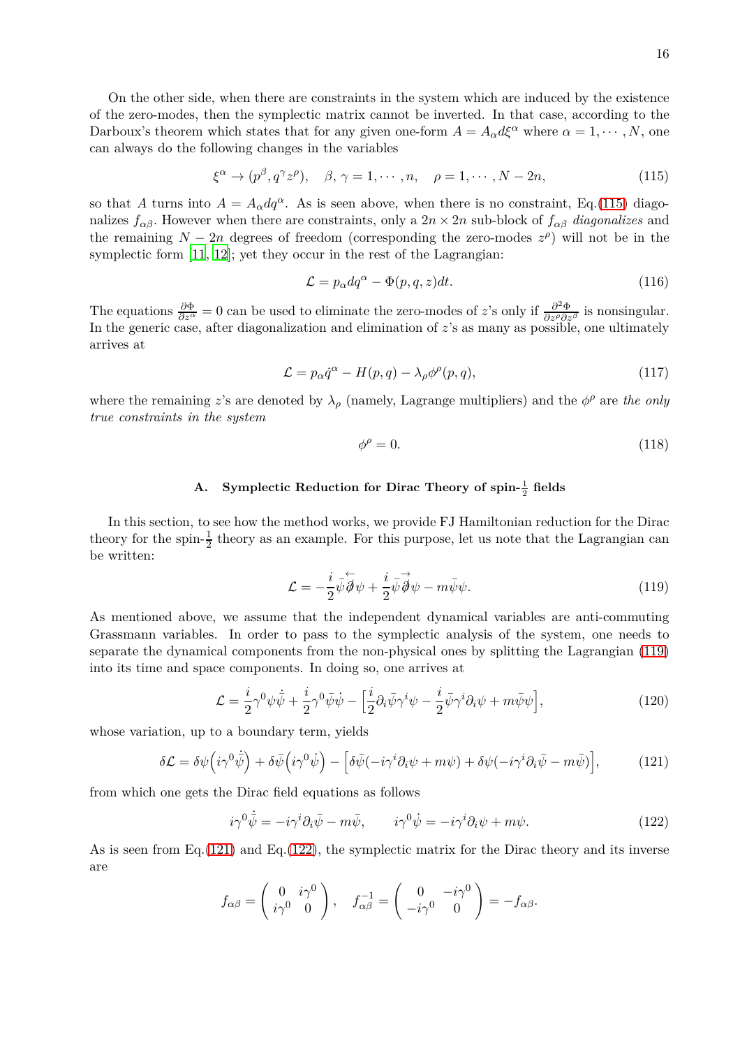On the other side, when there are constraints in the system which are induced by the existence of the zero-modes, then the symplectic matrix cannot be inverted. In that case, according to the Darboux's theorem which states that for any given one-form $A = A_\alpha d\xi^\alpha$ where $\alpha = 1, \cdots, N$, one can always do the following changes in the variables

$$\xi^\alpha \to (p^\beta, q^\gamma z^\rho), \quad \beta, \gamma = 1, \cdots, n, \quad \rho = 1, \cdots, N-2n, \tag{115}$$

so that $A$ turns into $A = A_\alpha dq^\alpha$. As is seen above, when there is no constraint, Eq.(115) diagonalizes $f_{\alpha\beta}$. However when there are constraints, only a $2n \times 2n$ sub-block of $f_{\alpha\beta}$ *diagonalizes* and the remaining $N-2n$ degrees of freedom (corresponding the zero-modes $z^\rho$) will not be in the symplectic form [11, 12]; yet they occur in the rest of the Lagrangian:

$$\mathcal{L} = p_\alpha dq^\alpha - \Phi(p, q, z)dt. \tag{116}$$

The equations $\frac{\partial \Phi}{\partial z^\alpha} = 0$ can be used to eliminate the zero-modes of $z$'s only if $\frac{\partial^2 \Phi}{\partial z^\rho \partial z^\beta}$ is nonsingular. In the generic case, after diagonalization and elimination of $z$'s as many as possible, one ultimately arrives at

$$\mathcal{L} = p_\alpha \dot{q}^\alpha - H(p, q) - \lambda_\rho \phi^\rho(p, q), \tag{117}$$

where the remaining $z$'s are denoted by $\lambda_\rho$ (namely, Lagrange multipliers) and the $\phi^\rho$ are *the only true constraints in the system*

$$\phi^\rho = 0. \tag{118}$$

### A. Symplectic Reduction for Dirac Theory of spin-$\frac{1}{2}$ fields

In this section, to see how the method works, we provide FJ Hamiltonian reduction for the Dirac theory for the spin-$\frac{1}{2}$ theory as an example. For this purpose, let us note that the Lagrangian can be written:

$$\mathcal{L} = -\frac{i}{2}\bar{\psi}\overleftarrow{\not{\partial}}\psi + \frac{i}{2}\bar{\psi}\overrightarrow{\not{\partial}}\psi - m\bar{\psi}\psi. \tag{119}$$

As mentioned above, we assume that the independent dynamical variables are anti-commuting Grassmann variables. In order to pass to the symplectic analysis of the system, one needs to separate the dynamical components from the non-physical ones by splitting the Lagrangian (119) into its time and space components. In doing so, one arrives at

$$\mathcal{L} = \frac{i}{2}\gamma^0\psi\dot{\bar{\psi}} + \frac{i}{2}\gamma^0\bar{\psi}\dot{\psi} - \Big[\frac{i}{2}\partial_i\bar{\psi}\gamma^i\psi - \frac{i}{2}\bar{\psi}\gamma^i\partial_i\psi + m\bar{\psi}\psi\Big], \tag{120}$$

whose variation, up to a boundary term, yields

$$\delta\mathcal{L} = \delta\psi\Big(i\gamma^0\dot{\bar{\psi}}\Big) + \delta\bar{\psi}\Big(i\gamma^0\dot{\psi}\Big) - \Big[\delta\bar{\psi}(-i\gamma^i\partial_i\psi + m\psi) + \delta\psi(-i\gamma^i\partial_i\bar{\psi} - m\bar{\psi})\Big], \tag{121}$$

from which one gets the Dirac field equations as follows

$$i\gamma^0\dot{\bar{\psi}} = -i\gamma^i\partial_i\bar{\psi} - m\bar{\psi}, \qquad i\gamma^0\dot{\psi} = -i\gamma^i\partial_i\psi + m\psi. \tag{122}$$

As is seen from Eq.(121) and Eq.(122), the symplectic matrix for the Dirac theory and its inverse are

$$f_{\alpha\beta} = \begin{pmatrix} 0 & i\gamma^0 \\ i\gamma^0 & 0 \end{pmatrix}, \quad f^{-1}_{\alpha\beta} = \begin{pmatrix} 0 & -i\gamma^0 \\ -i\gamma^0 & 0 \end{pmatrix} = -f_{\alpha\beta}.$$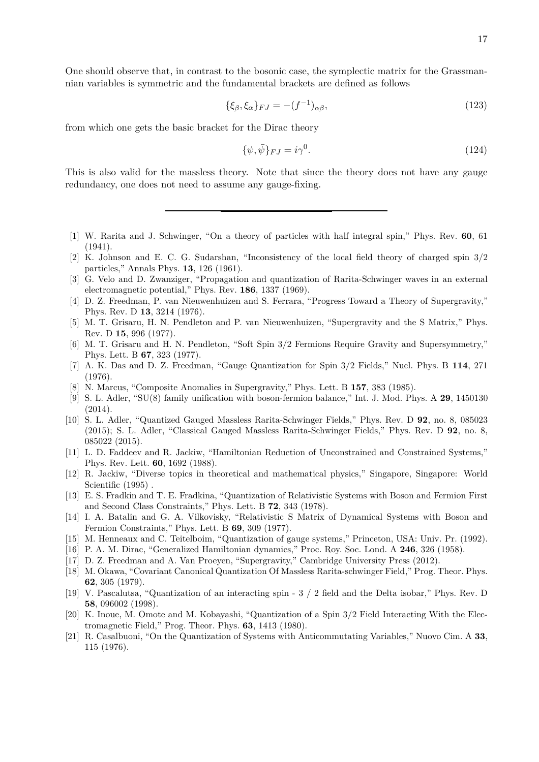One should observe that, in contrast to the bosonic case, the symplectic matrix for the Grassmannian variables is symmetric and the fundamental brackets are defined as follows

$$\{\xi_\beta, \xi_\alpha\}_{FJ} = -(f^{-1})_{\alpha\beta}, \tag{123}$$

from which one gets the basic bracket for the Dirac theory

$$\{\psi, \bar{\psi}\}_{FJ} = i\gamma^0. \tag{124}$$

This is also valid for the massless theory. Note that since the theory does not have any gauge redundancy, one does not need to assume any gauge-fixing.

---

[1] W. Rarita and J. Schwinger, "On a theory of particles with half integral spin," Phys. Rev. **60**, 61 (1941).

[2] K. Johnson and E. C. G. Sudarshan, "Inconsistency of the local field theory of charged spin 3/2 particles," Annals Phys. **13**, 126 (1961).

[3] G. Velo and D. Zwanziger, "Propagation and quantization of Rarita-Schwinger waves in an external electromagnetic potential," Phys. Rev. **186**, 1337 (1969).

[4] D. Z. Freedman, P. van Nieuwenhuizen and S. Ferrara, "Progress Toward a Theory of Supergravity," Phys. Rev. D **13**, 3214 (1976).

[5] M. T. Grisaru, H. N. Pendleton and P. van Nieuwenhuizen, "Supergravity and the S Matrix," Phys. Rev. D **15**, 996 (1977).

[6] M. T. Grisaru and H. N. Pendleton, "Soft Spin 3/2 Fermions Require Gravity and Supersymmetry," Phys. Lett. B **67**, 323 (1977).

[7] A. K. Das and D. Z. Freedman, "Gauge Quantization for Spin 3/2 Fields," Nucl. Phys. B **114**, 271 (1976).

[8] N. Marcus, "Composite Anomalies in Supergravity," Phys. Lett. B **157**, 383 (1985).

[9] S. L. Adler, "SU(8) family unification with boson-fermion balance," Int. J. Mod. Phys. A **29**, 1450130 (2014).

[10] S. L. Adler, "Quantized Gauged Massless Rarita-Schwinger Fields," Phys. Rev. D **92**, no. 8, 085023 (2015); S. L. Adler, "Classical Gauged Massless Rarita-Schwinger Fields," Phys. Rev. D **92**, no. 8, 085022 (2015).

[11] L. D. Faddeev and R. Jackiw, "Hamiltonian Reduction of Unconstrained and Constrained Systems," Phys. Rev. Lett. **60**, 1692 (1988).

[12] R. Jackiw, "Diverse topics in theoretical and mathematical physics," Singapore, Singapore: World Scientific (1995) .

[13] E. S. Fradkin and T. E. Fradkina, "Quantization of Relativistic Systems with Boson and Fermion First and Second Class Constraints," Phys. Lett. B **72**, 343 (1978).

[14] I. A. Batalin and G. A. Vilkovisky, "Relativistic S Matrix of Dynamical Systems with Boson and Fermion Constraints," Phys. Lett. B **69**, 309 (1977).

[15] M. Henneaux and C. Teitelboim, "Quantization of gauge systems," Princeton, USA: Univ. Pr. (1992).

[16] P. A. M. Dirac, "Generalized Hamiltonian dynamics," Proc. Roy. Soc. Lond. A **246**, 326 (1958).

[17] D. Z. Freedman and A. Van Proeyen, "Supergravity," Cambridge University Press (2012).

[18] M. Okawa, "Covariant Canonical Quantization Of Massless Rarita-schwinger Field," Prog. Theor. Phys. **62**, 305 (1979).

[19] V. Pascalutsa, "Quantization of an interacting spin - 3 / 2 field and the Delta isobar," Phys. Rev. D **58**, 096002 (1998).

[20] K. Inoue, M. Omote and M. Kobayashi, "Quantization of a Spin 3/2 Field Interacting With the Electromagnetic Field," Prog. Theor. Phys. **63**, 1413 (1980).

[21] R. Casalbuoni, "On the Quantization of Systems with Anticommutating Variables," Nuovo Cim. A **33**, 115 (1976).